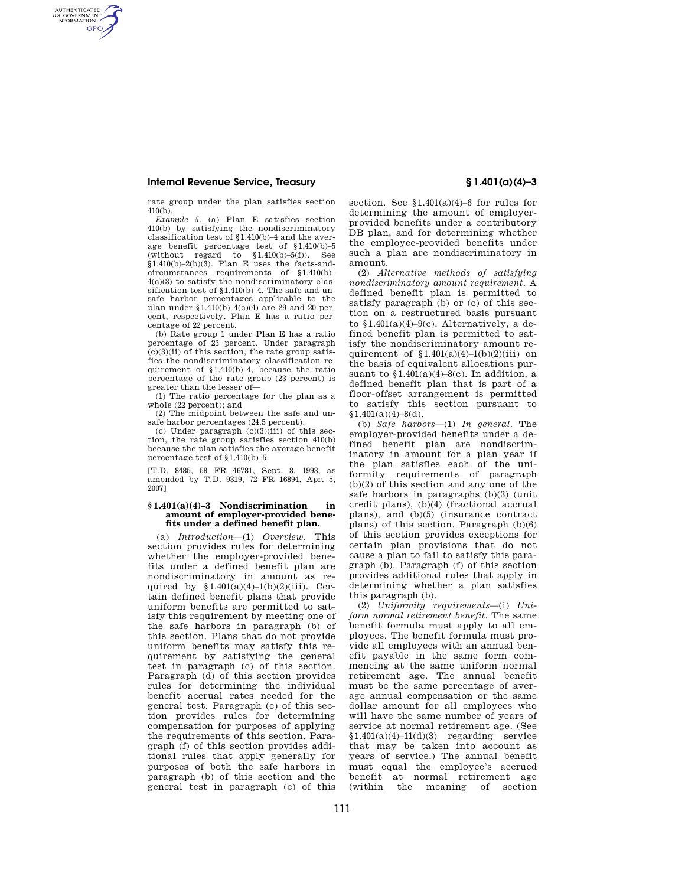rate group under the plan satisfies section 410(b).

*Example 5.* (a) Plan E satisfies section 410(b) by satisfying the nondiscriminatory classification test of §1.410(b)–4 and the average benefit percentage test of §1.410(b)–5 (without regard to §1.410(b)–5(f)). See §1.410(b)–2(b)(3). Plan E uses the facts-and-circumstances requirements of §1.410(b)–4(c)(3) to satisfy the nondiscriminatory classification test of §1.410(b)–4. The safe and unsafe harbor percentages applicable to the plan under §1.410(b)–4(c)(4) are 29 and 20 percent, respectively. Plan E has a ratio percentage of 22 percent.

(b) Rate group 1 under Plan E has a ratio percentage of 23 percent. Under paragraph (c)(3)(ii) of this section, the rate group satisfies the nondiscriminatory classification requirement of §1.410(b)–4, because the ratio percentage of the rate group (23 percent) is greater than the lesser of—

(1) The ratio percentage for the plan as a whole (22 percent); and

(2) The midpoint between the safe and unsafe harbor percentages (24.5 percent).

(c) Under paragraph (c)(3)(iii) of this section, the rate group satisfies section 410(b) because the plan satisfies the average benefit percentage test of §1.410(b)–5.

[T.D. 8485, 58 FR 46781, Sept. 3, 1993, as amended by T.D. 9319, 72 FR 16894, Apr. 5, 2007]

## §1.401(a)(4)–3 Nondiscrimination in amount of employer-provided benefits under a defined benefit plan.

(a) *Introduction*—(1) *Overview*. This section provides rules for determining whether the employer-provided benefits under a defined benefit plan are nondiscriminatory in amount as required by §1.401(a)(4)–1(b)(2)(iii). Certain defined benefit plans that provide uniform benefits are permitted to satisfy this requirement by meeting one of the safe harbors in paragraph (b) of this section. Plans that do not provide uniform benefits may satisfy this requirement by satisfying the general test in paragraph (c) of this section. Paragraph (d) of this section provides rules for determining the individual benefit accrual rates needed for the general test. Paragraph (e) of this section provides rules for determining compensation for purposes of applying the requirements of this section. Paragraph (f) of this section provides additional rules that apply generally for purposes of both the safe harbors in paragraph (b) of this section and the general test in paragraph (c) of this section. See §1.401(a)(4)–6 for rules for determining the amount of employer-provided benefits under a contributory DB plan, and for determining whether the employee-provided benefits under such a plan are nondiscriminatory in amount.

(2) *Alternative methods of satisfying nondiscriminatory amount requirement.* A defined benefit plan is permitted to satisfy paragraph (b) or (c) of this section on a restructured basis pursuant to §1.401(a)(4)–9(c). Alternatively, a defined benefit plan is permitted to satisfy the nondiscriminatory amount requirement of §1.401(a)(4)–1(b)(2)(iii) on the basis of equivalent allocations pursuant to §1.401(a)(4)–8(c). In addition, a defined benefit plan that is part of a floor-offset arrangement is permitted to satisfy this section pursuant to §1.401(a)(4)–8(d).

(b) *Safe harbors*—(1) *In general.* The employer-provided benefits under a defined benefit plan are nondiscriminatory in amount for a plan year if the plan satisfies each of the uniformity requirements of paragraph (b)(2) of this section and any one of the safe harbors in paragraphs (b)(3) (unit credit plans), (b)(4) (fractional accrual plans), and (b)(5) (insurance contract plans) of this section. Paragraph (b)(6) of this section provides exceptions for certain plan provisions that do not cause a plan to fail to satisfy this paragraph (b). Paragraph (f) of this section provides additional rules that apply in determining whether a plan satisfies this paragraph (b).

(2) *Uniformity requirements*—(i) *Uniform normal retirement benefit.* The same benefit formula must apply to all employees. The benefit formula must provide all employees with an annual benefit payable in the same form commencing at the same uniform normal retirement age. The annual benefit must be the same percentage of average annual compensation or the same dollar amount for all employees who will have the same number of years of service at normal retirement age. (See §1.401(a)(4)–11(d)(3) regarding service that may be taken into account as years of service.) The annual benefit must equal the employee's accrued benefit at normal retirement age (within the meaning of section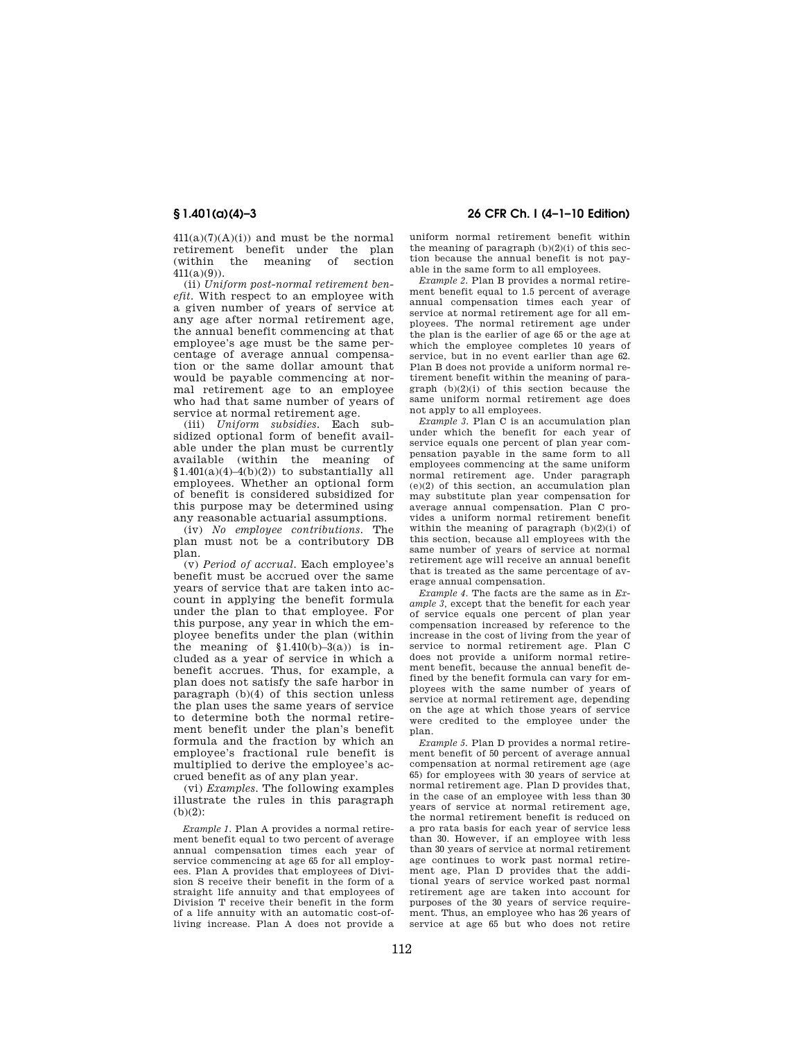411(a)(7)(A)(i)) and must be the normal retirement benefit under the plan (within the meaning of section 411(a)(9)).

(ii) *Uniform post-normal retirement benefit.* With respect to an employee with a given number of years of service at any age after normal retirement age, the annual benefit commencing at that employee's age must be the same percentage of average annual compensation or the same dollar amount that would be payable commencing at normal retirement age to an employee who had that same number of years of service at normal retirement age.

(iii) *Uniform subsidies.* Each subsidized optional form of benefit available under the plan must be currently available (within the meaning of §1.401(a)(4)–4(b)(2)) to substantially all employees. Whether an optional form of benefit is considered subsidized for this purpose may be determined using any reasonable actuarial assumptions.

(iv) *No employee contributions.* The plan must not be a contributory DB plan.

(v) *Period of accrual.* Each employee's benefit must be accrued over the same years of service that are taken into account in applying the benefit formula under the plan to that employee. For this purpose, any year in which the employee benefits under the plan (within the meaning of §1.410(b)–3(a)) is included as a year of service in which a benefit accrues. Thus, for example, a plan does not satisfy the safe harbor in paragraph (b)(4) of this section unless the plan uses the same years of service to determine both the normal retirement benefit under the plan's benefit formula and the fraction by which an employee's fractional rule benefit is multiplied to derive the employee's accrued benefit as of any plan year.

(vi) *Examples.* The following examples illustrate the rules in this paragraph (b)(2):

*Example 1.* Plan A provides a normal retirement benefit equal to two percent of average annual compensation times each year of service commencing at age 65 for all employees. Plan A provides that employees of Division S receive their benefit in the form of a straight life annuity and that employees of Division T receive their benefit in the form of a life annuity with an automatic cost-of-living increase. Plan A does not provide a uniform normal retirement benefit within the meaning of paragraph (b)(2)(i) of this section because the annual benefit is not payable in the same form to all employees.

*Example 2.* Plan B provides a normal retirement benefit equal to 1.5 percent of average annual compensation times each year of service at normal retirement age for all employees. The normal retirement age under the plan is the earlier of age 65 or the age at which the employee completes 10 years of service, but in no event earlier than age 62. Plan B does not provide a uniform normal retirement benefit within the meaning of paragraph (b)(2)(i) of this section because the same uniform normal retirement age does not apply to all employees.

*Example 3.* Plan C is an accumulation plan under which the benefit for each year of service equals one percent of plan year compensation payable in the same form to all employees commencing at the same uniform normal retirement age. Under paragraph (e)(2) of this section, an accumulation plan may substitute plan year compensation for average annual compensation. Plan C provides a uniform normal retirement benefit within the meaning of paragraph (b)(2)(i) of this section, because all employees with the same number of years of service at normal retirement age will receive an annual benefit that is treated as the same percentage of average annual compensation.

*Example 4.* The facts are the same as in *Example 3*, except that the benefit for each year of service equals one percent of plan year compensation increased by reference to the increase in the cost of living from the year of service to normal retirement age. Plan C does not provide a uniform normal retirement benefit, because the annual benefit defined by the benefit formula can vary for employees with the same number of years of service at normal retirement age, depending on the age at which those years of service were credited to the employee under the plan.

*Example 5.* Plan D provides a normal retirement benefit of 50 percent of average annual compensation at normal retirement age (age 65) for employees with 30 years of service at normal retirement age. Plan D provides that, in the case of an employee with less than 30 years of service at normal retirement age, the normal retirement benefit is reduced on a pro rata basis for each year of service less than 30. However, if an employee with less than 30 years of service at normal retirement age continues to work past normal retirement age, Plan D provides that the additional years of service worked past normal retirement age are taken into account for purposes of the 30 years of service requirement. Thus, an employee who has 26 years of service at age 65 but who does not retire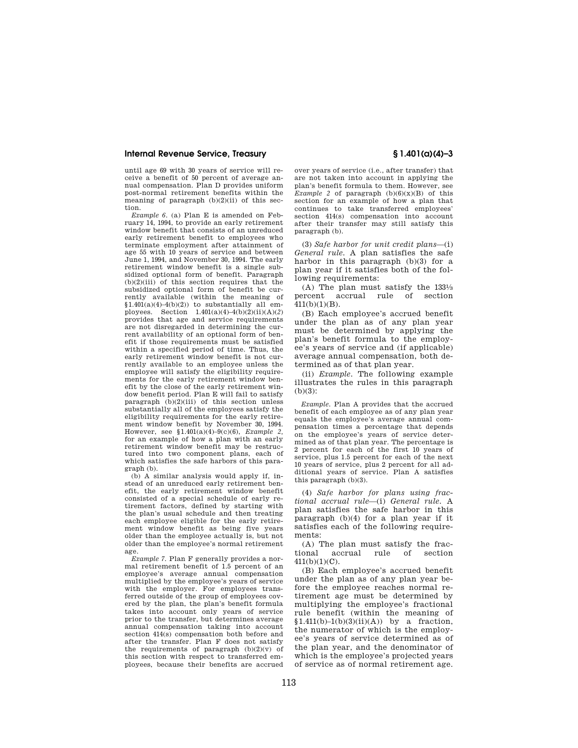until age 69 with 30 years of service will receive a benefit of 50 percent of average annual compensation. Plan D provides uniform post-normal retirement benefits within the meaning of paragraph (b)(2)(ii) of this section.

*Example 6.* (a) Plan E is amended on February 14, 1994, to provide an early retirement window benefit that consists of an unreduced early retirement benefit to employees who terminate employment after attainment of age 55 with 10 years of service and between June 1, 1994, and November 30, 1994. The early retirement window benefit is a single subsidized optional form of benefit. Paragraph (b)(2)(iii) of this section requires that the subsidized optional form of benefit be currently available (within the meaning of §1.401(a)(4)–4(b)(2)) to substantially all employees. Section 1.401(a)(4)–4(b)(2)(ii)(A)(*2*) provides that age and service requirements are not disregarded in determining the current availability of an optional form of benefit if those requirements must be satisfied within a specified period of time. Thus, the early retirement window benefit is not currently available to an employee unless the employee will satisfy the eligibility requirements for the early retirement window benefit by the close of the early retirement window benefit period. Plan E will fail to satisfy paragraph (b)(2)(iii) of this section unless substantially all of the employees satisfy the eligibility requirements for the early retirement window benefit by November 30, 1994. However, see §1.401(a)(4)–9(c)(6), *Example 2*, for an example of how a plan with an early retirement window benefit may be restructured into two component plans, each of which satisfies the safe harbors of this paragraph (b).

(b) A similar analysis would apply if, instead of an unreduced early retirement benefit, the early retirement window benefit consisted of a special schedule of early retirement factors, defined by starting with the plan's usual schedule and then treating each employee eligible for the early retirement window benefit as being five years older than the employee actually is, but not older than the employee's normal retirement age.

*Example 7.* Plan F generally provides a normal retirement benefit of 1.5 percent of an employee's average annual compensation multiplied by the employee's years of service with the employer. For employees transferred outside of the group of employees covered by the plan, the plan's benefit formula takes into account only years of service prior to the transfer, but determines average annual compensation taking into account section 414(s) compensation both before and after the transfer. Plan F does not satisfy the requirements of paragraph (b)(2)(v) of this section with respect to transferred employees, because their benefits are accrued over years of service (i.e., after transfer) that are not taken into account in applying the plan's benefit formula to them. However, see *Example 2* of paragraph (b)(6)(x)(B) of this section for an example of how a plan that continues to take transferred employees' section 414(s) compensation into account after their transfer may still satisfy this paragraph (b).

(3) *Safe harbor for unit credit plans*—(i) *General rule.* A plan satisfies the safe harbor in this paragraph (b)(3) for a plan year if it satisfies both of the following requirements:

(A) The plan must satisfy the 133⅓ percent accrual rule of section 411(b)(1)(B).

(B) Each employee's accrued benefit under the plan as of any plan year must be determined by applying the plan's benefit formula to the employee's years of service and (if applicable) average annual compensation, both determined as of that plan year.

(ii) *Example.* The following example illustrates the rules in this paragraph (b)(3):

*Example.* Plan A provides that the accrued benefit of each employee as of any plan year equals the employee's average annual compensation times a percentage that depends on the employee's years of service determined as of that plan year. The percentage is 2 percent for each of the first 10 years of service, plus 1.5 percent for each of the next 10 years of service, plus 2 percent for all additional years of service. Plan A satisfies this paragraph (b)(3).

(4) *Safe harbor for plans using fractional accrual rule*—(i) *General rule.* A plan satisfies the safe harbor in this paragraph (b)(4) for a plan year if it satisfies each of the following requirements:

(A) The plan must satisfy the fractional accrual rule of section 411(b)(1)(C).

(B) Each employee's accrued benefit under the plan as of any plan year before the employee reaches normal retirement age must be determined by multiplying the employee's fractional rule benefit (within the meaning of §1.411(b)–1(b)(3)(ii)(A)) by a fraction, the numerator of which is the employee's years of service determined as of the plan year, and the denominator of which is the employee's projected years of service as of normal retirement age.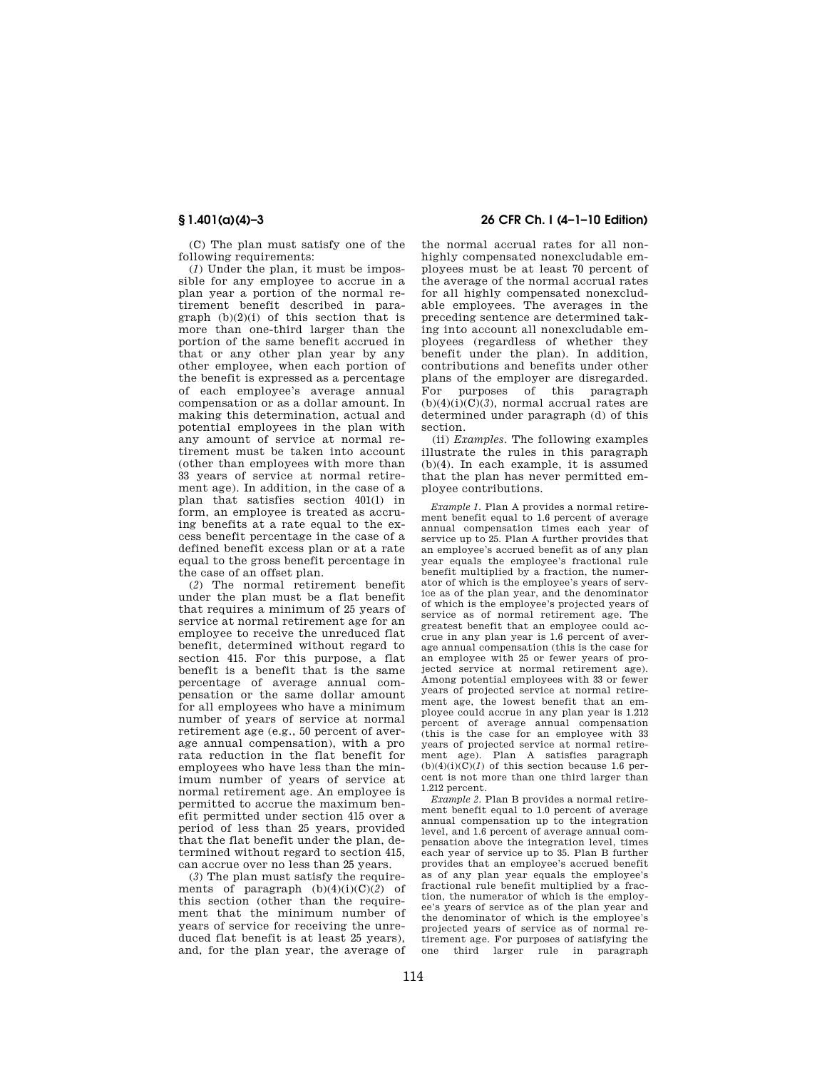(C) The plan must satisfy one of the following requirements:

(*1*) Under the plan, it must be impossible for any employee to accrue in a plan year a portion of the normal retirement benefit described in paragraph (b)(2)(i) of this section that is more than one-third larger than the portion of the same benefit accrued in that or any other plan year by any other employee, when each portion of the benefit is expressed as a percentage of each employee's average annual compensation or as a dollar amount. In making this determination, actual and potential employees in the plan with any amount of service at normal retirement must be taken into account (other than employees with more than 33 years of service at normal retirement age). In addition, in the case of a plan that satisfies section 401(l) in form, an employee is treated as accruing benefits at a rate equal to the excess benefit percentage in the case of a defined benefit excess plan or at a rate equal to the gross benefit percentage in the case of an offset plan.

(*2*) The normal retirement benefit under the plan must be a flat benefit that requires a minimum of 25 years of service at normal retirement age for an employee to receive the unreduced flat benefit, determined without regard to section 415. For this purpose, a flat benefit is a benefit that is the same percentage of average annual compensation or the same dollar amount for all employees who have a minimum number of years of service at normal retirement age (e.g., 50 percent of average annual compensation), with a pro rata reduction in the flat benefit for employees who have less than the minimum number of years of service at normal retirement age. An employee is permitted to accrue the maximum benefit permitted under section 415 over a period of less than 25 years, provided that the flat benefit under the plan, determined without regard to section 415, can accrue over no less than 25 years.

(*3*) The plan must satisfy the requirements of paragraph (b)(4)(i)(C)(*2*) of this section (other than the requirement that the minimum number of years of service for receiving the unreduced flat benefit is at least 25 years), and, for the plan year, the average of the normal accrual rates for all nonhighly compensated nonexcludable employees must be at least 70 percent of the average of the normal accrual rates for all highly compensated nonexcludable employees. The averages in the preceding sentence are determined taking into account all nonexcludable employees (regardless of whether they benefit under the plan). In addition, contributions and benefits under other plans of the employer are disregarded. For purposes of this paragraph (b)(4)(i)(C)(*3*), normal accrual rates are determined under paragraph (d) of this section.

(ii) *Examples*. The following examples illustrate the rules in this paragraph (b)(4). In each example, it is assumed that the plan has never permitted employee contributions.

*Example 1.* Plan A provides a normal retirement benefit equal to 1.6 percent of average annual compensation times each year of service up to 25. Plan A further provides that an employee's accrued benefit as of any plan year equals the employee's fractional rule benefit multiplied by a fraction, the numerator of which is the employee's years of service as of the plan year, and the denominator of which is the employee's projected years of service as of normal retirement age. The greatest benefit that an employee could accrue in any plan year is 1.6 percent of average annual compensation (this is the case for an employee with 25 or fewer years of projected service at normal retirement age). Among potential employees with 33 or fewer years of projected service at normal retirement age, the lowest benefit that an employee could accrue in any plan year is 1.212 percent of average annual compensation (this is the case for an employee with 33 years of projected service at normal retirement age). Plan A satisfies paragraph (b)(4)(i)(C)(*1*) of this section because 1.6 percent is not more than one third larger than 1.212 percent.

*Example 2.* Plan B provides a normal retirement benefit equal to 1.0 percent of average annual compensation up to the integration level, and 1.6 percent of average annual compensation above the integration level, times each year of service up to 35. Plan B further provides that an employee's accrued benefit as of any plan year equals the employee's fractional rule benefit multiplied by a fraction, the numerator of which is the employee's years of service as of the plan year and the denominator of which is the employee's projected years of service as of normal retirement age. For purposes of satisfying the one third larger rule in paragraph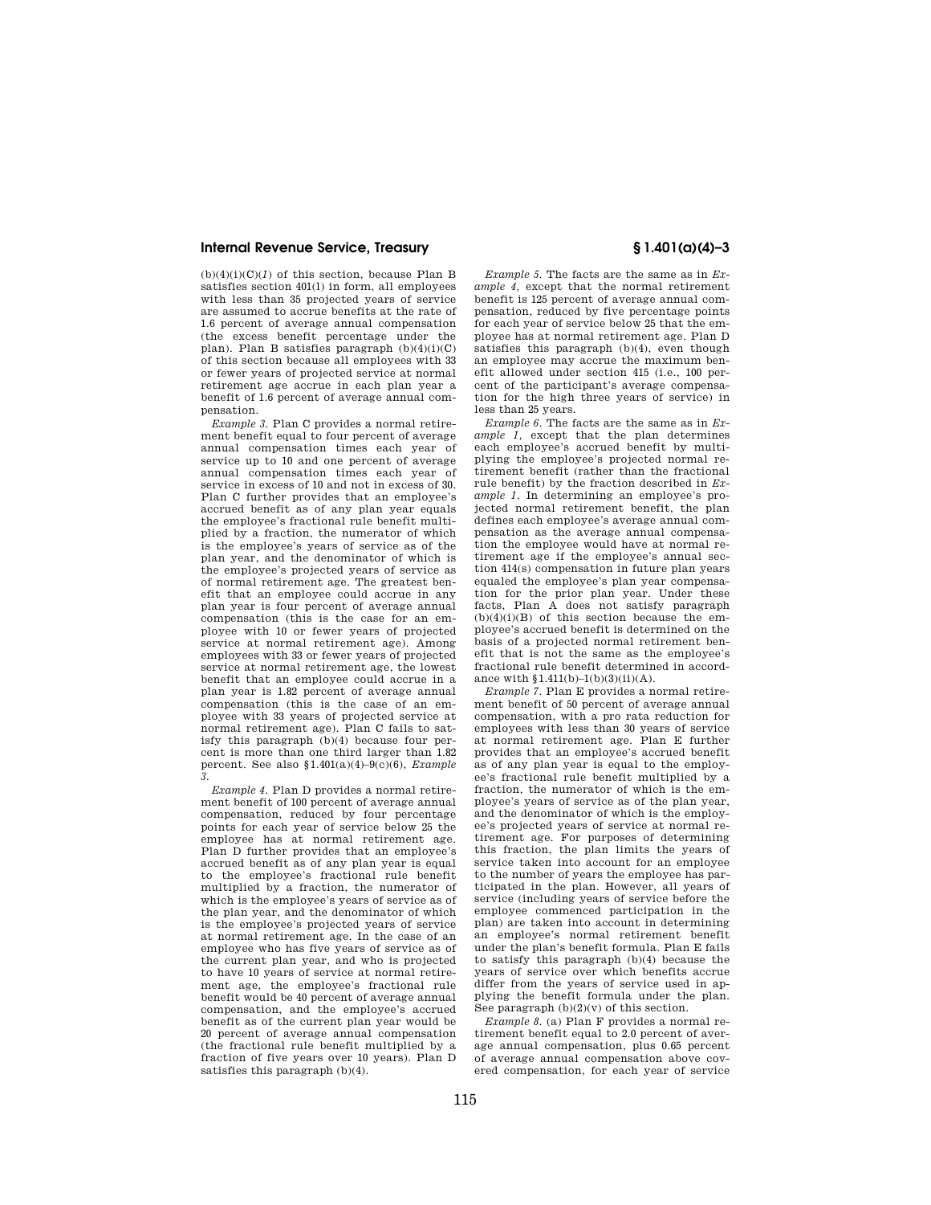(b)(4)(i)(C)(*1*) of this section, because Plan B satisfies section 401(l) in form, all employees with less than 35 projected years of service are assumed to accrue benefits at the rate of 1.6 percent of average annual compensation (the excess benefit percentage under the plan). Plan B satisfies paragraph (b)(4)(i)(C) of this section because all employees with 33 or fewer years of projected service at normal retirement age accrue in each plan year a benefit of 1.6 percent of average annual compensation.

*Example 3.* Plan C provides a normal retirement benefit equal to four percent of average annual compensation times each year of service up to 10 and one percent of average annual compensation times each year of service in excess of 10 and not in excess of 30. Plan C further provides that an employee's accrued benefit as of any plan year equals the employee's fractional rule benefit multiplied by a fraction, the numerator of which is the employee's years of service as of the plan year, and the denominator of which is the employee's projected years of service as of normal retirement age. The greatest benefit that an employee could accrue in any plan year is four percent of average annual compensation (this is the case for an employee with 10 or fewer years of projected service at normal retirement age). Among employees with 33 or fewer years of projected service at normal retirement age, the lowest benefit that an employee could accrue in a plan year is 1.82 percent of average annual compensation (this is the case of an employee with 33 years of projected service at normal retirement age). Plan C fails to satisfy this paragraph (b)(4) because four percent is more than one third larger than 1.82 percent. See also §1.401(a)(4)–9(c)(6), *Example 3.*

*Example 4.* Plan D provides a normal retirement benefit of 100 percent of average annual compensation, reduced by four percentage points for each year of service below 25 the employee has at normal retirement age. Plan D further provides that an employee's accrued benefit as of any plan year is equal to the employee's fractional rule benefit multiplied by a fraction, the numerator of which is the employee's years of service as of the plan year, and the denominator of which is the employee's projected years of service at normal retirement age. In the case of an employee who has five years of service as of the current plan year, and who is projected to have 10 years of service at normal retirement age, the employee's fractional rule benefit would be 40 percent of average annual compensation, and the employee's accrued benefit as of the current plan year would be 20 percent of average annual compensation (the fractional rule benefit multiplied by a fraction of five years over 10 years). Plan D satisfies this paragraph (b)(4).

*Example 5.* The facts are the same as in *Example 4,* except that the normal retirement benefit is 125 percent of average annual compensation, reduced by five percentage points for each year of service below 25 that the employee has at normal retirement age. Plan D satisfies this paragraph (b)(4), even though an employee may accrue the maximum benefit allowed under section 415 (i.e., 100 percent of the participant's average compensation for the high three years of service) in less than 25 years.

*Example 6.* The facts are the same as in *Example 1,* except that the plan determines each employee's accrued benefit by multiplying the employee's projected normal retirement benefit (rather than the fractional rule benefit) by the fraction described in *Example 1.* In determining an employee's projected normal retirement benefit, the plan defines each employee's average annual compensation as the average annual compensation the employee would have at normal retirement age if the employee's annual section 414(s) compensation in future plan years equaled the employee's plan year compensation for the prior plan year. Under these facts, Plan A does not satisfy paragraph (b)(4)(i)(B) of this section because the employee's accrued benefit is determined on the basis of a projected normal retirement benefit that is not the same as the employee's fractional rule benefit determined in accordance with §1.411(b)–1(b)(3)(ii)(A).

*Example 7.* Plan E provides a normal retirement benefit of 50 percent of average annual compensation, with a pro rata reduction for employees with less than 30 years of service at normal retirement age. Plan E further provides that an employee's accrued benefit as of any plan year is equal to the employee's fractional rule benefit multiplied by a fraction, the numerator of which is the employee's years of service as of the plan year, and the denominator of which is the employee's projected years of service at normal retirement age. For purposes of determining this fraction, the plan limits the years of service taken into account for an employee to the number of years the employee has participated in the plan. However, all years of service (including years of service before the employee commenced participation in the plan) are taken into account in determining an employee's normal retirement benefit under the plan's benefit formula. Plan E fails to satisfy this paragraph (b)(4) because the years of service over which benefits accrue differ from the years of service used in applying the benefit formula under the plan. See paragraph (b)(2)(v) of this section.

*Example 8.* (a) Plan F provides a normal retirement benefit equal to 2.0 percent of average annual compensation, plus 0.65 percent of average annual compensation above covered compensation, for each year of service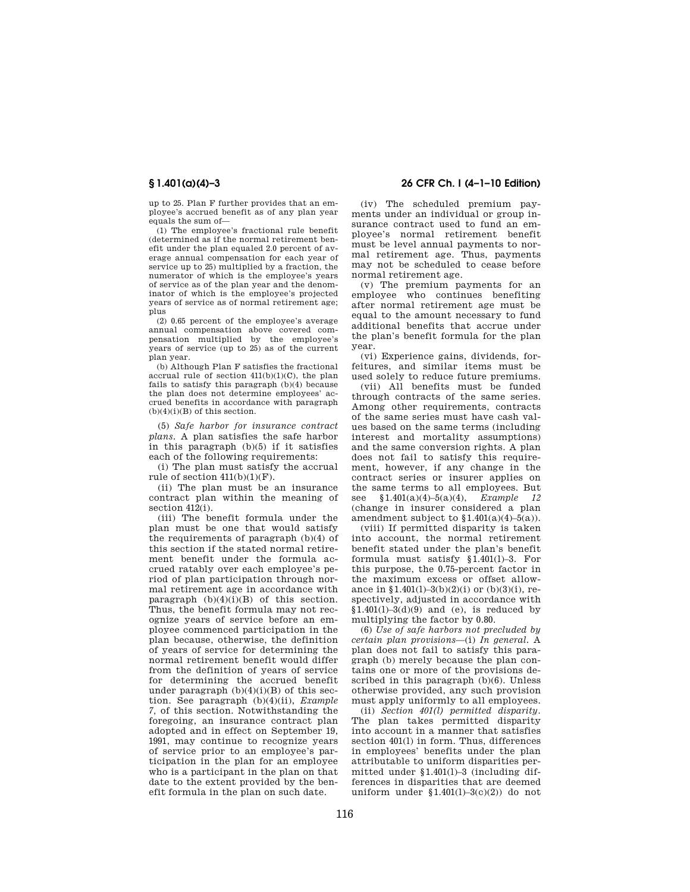up to 25. Plan F further provides that an employee's accrued benefit as of any plan year equals the sum of—

(1) The employee's fractional rule benefit (determined as if the normal retirement benefit under the plan equaled 2.0 percent of average annual compensation for each year of service up to 25) multiplied by a fraction, the numerator of which is the employee's years of service as of the plan year and the denominator of which is the employee's projected years of service as of normal retirement age; plus

(2) 0.65 percent of the employee's average annual compensation above covered compensation multiplied by the employee's years of service (up to 25) as of the current plan year.

(b) Although Plan F satisfies the fractional accrual rule of section 411(b)(1)(C), the plan fails to satisfy this paragraph (b)(4) because the plan does not determine employees' accrued benefits in accordance with paragraph (b)(4)(i)(B) of this section.

(5) *Safe harbor for insurance contract plans.* A plan satisfies the safe harbor in this paragraph (b)(5) if it satisfies each of the following requirements:

(i) The plan must satisfy the accrual rule of section 411(b)(1)(F).

(ii) The plan must be an insurance contract plan within the meaning of section 412(i).

(iii) The benefit formula under the plan must be one that would satisfy the requirements of paragraph (b)(4) of this section if the stated normal retirement benefit under the formula accrued ratably over each employee's period of plan participation through normal retirement age in accordance with paragraph (b)(4)(i)(B) of this section. Thus, the benefit formula may not recognize years of service before an employee commenced participation in the plan because, otherwise, the definition of years of service for determining the normal retirement benefit would differ from the definition of years of service for determining the accrued benefit under paragraph (b)(4)(i)(B) of this section. See paragraph (b)(4)(ii), *Example 7*, of this section. Notwithstanding the foregoing, an insurance contract plan adopted and in effect on September 19, 1991, may continue to recognize years of service prior to an employee's participation in the plan for an employee who is a participant in the plan on that date to the extent provided by the benefit formula in the plan on such date.

(iv) The scheduled premium payments under an individual or group insurance contract used to fund an employee's normal retirement benefit must be level annual payments to normal retirement age. Thus, payments may not be scheduled to cease before normal retirement age.

(v) The premium payments for an employee who continues benefiting after normal retirement age must be equal to the amount necessary to fund additional benefits that accrue under the plan's benefit formula for the plan year.

(vi) Experience gains, dividends, forfeitures, and similar items must be used solely to reduce future premiums.

(vii) All benefits must be funded through contracts of the same series. Among other requirements, contracts of the same series must have cash values based on the same terms (including interest and mortality assumptions) and the same conversion rights. A plan does not fail to satisfy this requirement, however, if any change in the contract series or insurer applies on the same terms to all employees. But see §1.401(a)(4)–5(a)(4), *Example 12* (change in insurer considered a plan amendment subject to §1.401(a)(4)–5(a)).

(viii) If permitted disparity is taken into account, the normal retirement benefit stated under the plan's benefit formula must satisfy §1.401(l)–3. For this purpose, the 0.75-percent factor in the maximum excess or offset allowance in §1.401(l)–3(b)(2)(i) or (b)(3)(i), respectively, adjusted in accordance with §1.401(l)–3(d)(9) and (e), is reduced by multiplying the factor by 0.80.

(6) *Use of safe harbors not precluded by certain plan provisions*—(i) *In general.* A plan does not fail to satisfy this paragraph (b) merely because the plan contains one or more of the provisions described in this paragraph (b)(6). Unless otherwise provided, any such provision must apply uniformly to all employees.

(ii) *Section 401(l) permitted disparity.* The plan takes permitted disparity into account in a manner that satisfies section 401(l) in form. Thus, differences in employees' benefits under the plan attributable to uniform disparities permitted under §1.401(l)–3 (including differences in disparities that are deemed uniform under §1.401(l)–3(c)(2)) do not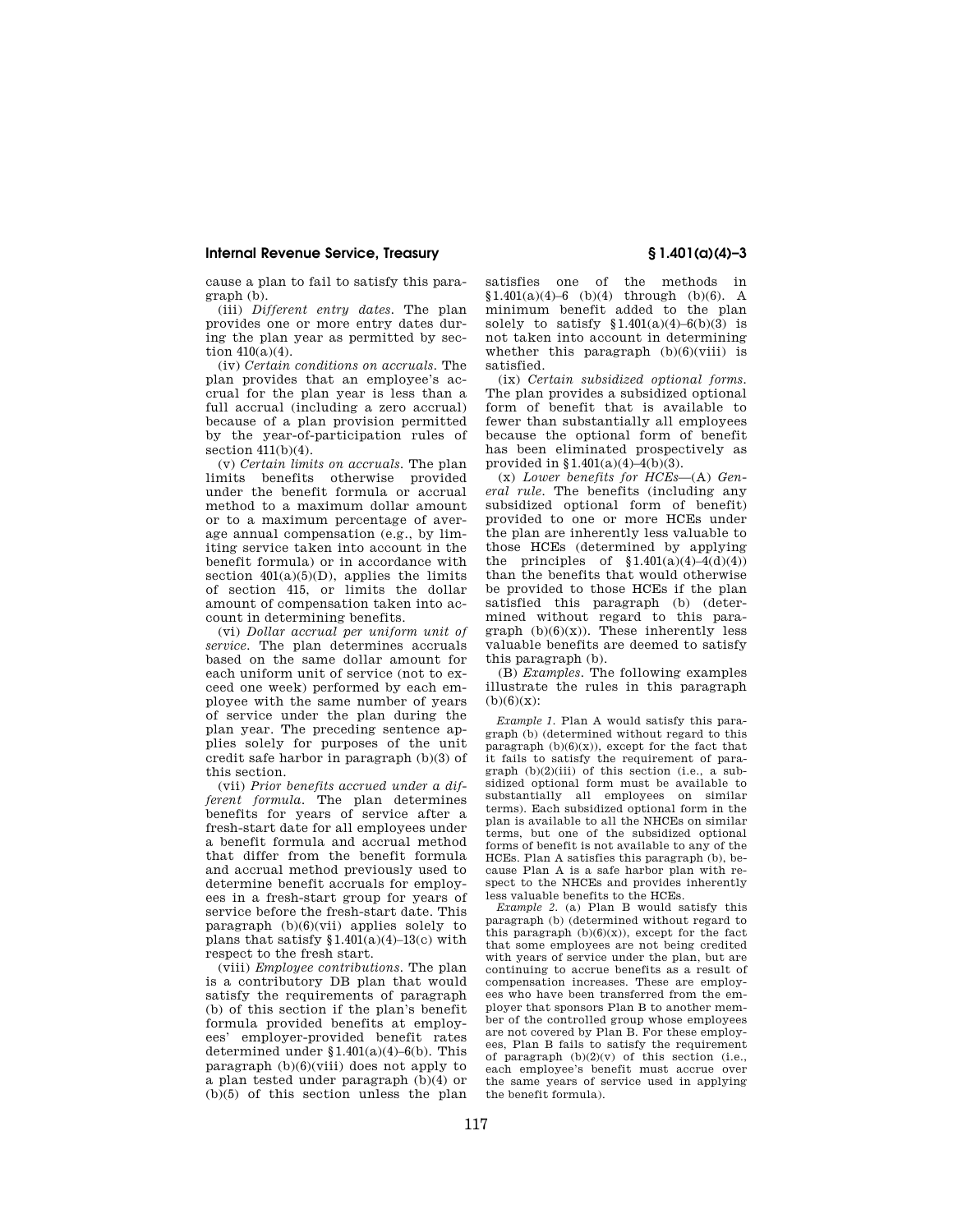cause a plan to fail to satisfy this paragraph (b).

(iii) *Different entry dates.* The plan provides one or more entry dates during the plan year as permitted by section 410(a)(4).

(iv) *Certain conditions on accruals.* The plan provides that an employee's accrual for the plan year is less than a full accrual (including a zero accrual) because of a plan provision permitted by the year-of-participation rules of section 411(b)(4).

(v) *Certain limits on accruals.* The plan limits benefits otherwise provided under the benefit formula or accrual method to a maximum dollar amount or to a maximum percentage of average annual compensation (e.g., by limiting service taken into account in the benefit formula) or in accordance with section 401(a)(5)(D), applies the limits of section 415, or limits the dollar amount of compensation taken into account in determining benefits.

(vi) *Dollar accrual per uniform unit of service.* The plan determines accruals based on the same dollar amount for each uniform unit of service (not to exceed one week) performed by each employee with the same number of years of service under the plan during the plan year. The preceding sentence applies solely for purposes of the unit credit safe harbor in paragraph (b)(3) of this section.

(vii) *Prior benefits accrued under a different formula.* The plan determines benefits for years of service after a fresh-start date for all employees under a benefit formula and accrual method that differ from the benefit formula and accrual method previously used to determine benefit accruals for employees in a fresh-start group for years of service before the fresh-start date. This paragraph (b)(6)(vii) applies solely to plans that satisfy §1.401(a)(4)–13(c) with respect to the fresh start.

(viii) *Employee contributions.* The plan is a contributory DB plan that would satisfy the requirements of paragraph (b) of this section if the plan's benefit formula provided benefits at employees' employer-provided benefit rates determined under §1.401(a)(4)–6(b). This paragraph (b)(6)(viii) does not apply to a plan tested under paragraph (b)(4) or (b)(5) of this section unless the plan satisfies one of the methods in §1.401(a)(4)–6 (b)(4) through (b)(6). A minimum benefit added to the plan solely to satisfy §1.401(a)(4)–6(b)(3) is not taken into account in determining whether this paragraph (b)(6)(viii) is satisfied.

(ix) *Certain subsidized optional forms.* The plan provides a subsidized optional form of benefit that is available to fewer than substantially all employees because the optional form of benefit has been eliminated prospectively as provided in §1.401(a)(4)–4(b)(3).

(x) *Lower benefits for HCEs*—(A) *General rule.* The benefits (including any subsidized optional form of benefit) provided to one or more HCEs under the plan are inherently less valuable to those HCEs (determined by applying the principles of §1.401(a)(4)–4(d)(4)) than the benefits that would otherwise be provided to those HCEs if the plan satisfied this paragraph (b) (determined without regard to this paragraph (b)(6)(x)). These inherently less valuable benefits are deemed to satisfy this paragraph (b).

(B) *Examples.* The following examples illustrate the rules in this paragraph (b)(6)(x):

*Example 1.* Plan A would satisfy this paragraph (b) (determined without regard to this paragraph (b)(6)(x)), except for the fact that it fails to satisfy the requirement of paragraph (b)(2)(iii) of this section (i.e., a subsidized optional form must be available to substantially all employees on similar terms). Each subsidized optional form in the plan is available to all the NHCEs on similar terms, but one of the subsidized optional forms of benefit is not available to any of the HCEs. Plan A satisfies this paragraph (b), because Plan A is a safe harbor plan with respect to the NHCEs and provides inherently less valuable benefits to the HCEs.

*Example 2.* (a) Plan B would satisfy this paragraph (b) (determined without regard to this paragraph (b)(6)(x)), except for the fact that some employees are not being credited with years of service under the plan, but are continuing to accrue benefits as a result of compensation increases. These are employees who have been transferred from the employer that sponsors Plan B to another member of the controlled group whose employees are not covered by Plan B. For these employees, Plan B fails to satisfy the requirement of paragraph (b)(2)(v) of this section (i.e., each employee's benefit must accrue over the same years of service used in applying the benefit formula).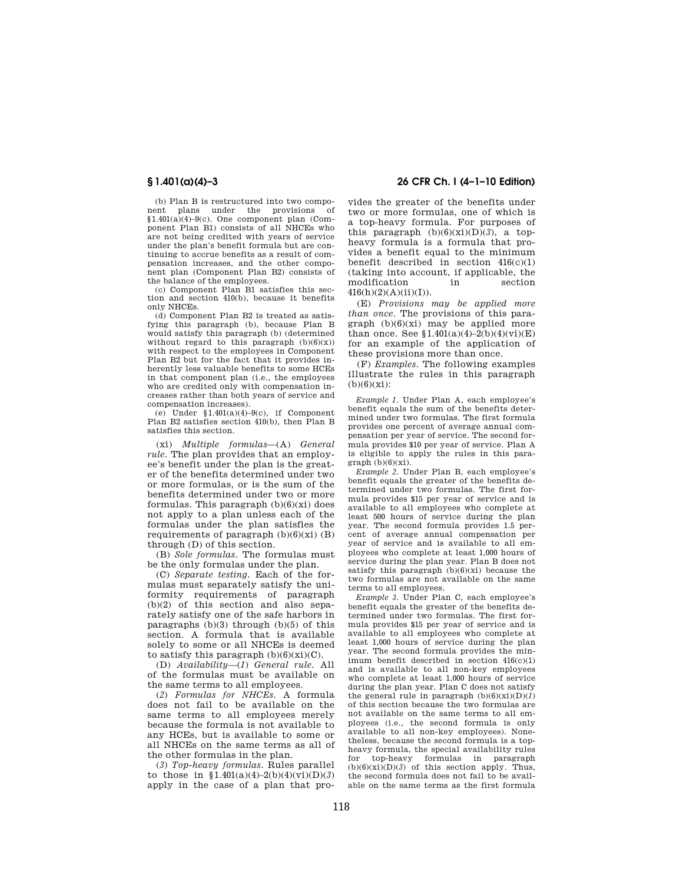(b) Plan B is restructured into two component plans under the provisions of §1.401(a)(4)–9(c). One component plan (Component Plan B1) consists of all NHCEs who are not being credited with years of service under the plan's benefit formula but are continuing to accrue benefits as a result of compensation increases, and the other component plan (Component Plan B2) consists of the balance of the employees.

(c) Component Plan B1 satisfies this section and section 410(b), because it benefits only NHCEs.

(d) Component Plan B2 is treated as satisfying this paragraph (b), because Plan B would satisfy this paragraph (b) (determined without regard to this paragraph (b)(6)(x)) with respect to the employees in Component Plan B2 but for the fact that it provides inherently less valuable benefits to some HCEs in that component plan (i.e., the employees who are credited only with compensation increases rather than both years of service and compensation increases).

(e) Under §1.401(a)(4)–9(c), if Component Plan B2 satisfies section 410(b), then Plan B satisfies this section.

(xi) *Multiple formulas*—(A) *General rule.* The plan provides that an employee's benefit under the plan is the greater of the benefits determined under two or more formulas, or is the sum of the benefits determined under two or more formulas. This paragraph (b)(6)(xi) does not apply to a plan unless each of the formulas under the plan satisfies the requirements of paragraph (b)(6)(xi) (B) through (D) of this section.

(B) *Sole formulas.* The formulas must be the only formulas under the plan.

(C) *Separate testing.* Each of the formulas must separately satisfy the uniformity requirements of paragraph (b)(2) of this section and also separately satisfy one of the safe harbors in paragraphs (b)(3) through (b)(5) of this section. A formula that is available solely to some or all NHCEs is deemed to satisfy this paragraph (b)(6)(xi)(C).

(D) *Availability*—(*1*) *General rule.* All of the formulas must be available on the same terms to all employees.

(*2*) *Formulas for NHCEs.* A formula does not fail to be available on the same terms to all employees merely because the formula is not available to any HCEs, but is available to some or all NHCEs on the same terms as all of the other formulas in the plan.

(*3*) *Top-heavy formulas.* Rules parallel to those in §1.401(a)(4)–2(b)(4)(vi)(D)(*3*) apply in the case of a plan that provides the greater of the benefits under two or more formulas, one of which is a top-heavy formula. For purposes of this paragraph (b)(6)(xi)(D)(*3*), a top-heavy formula is a formula that provides a benefit equal to the minimum benefit described in section 416(c)(1) (taking into account, if applicable, the modification in section 416(h)(2)(A)(ii)(I)).

(E) *Provisions may be applied more than once.* The provisions of this paragraph (b)(6)(xi) may be applied more than once. See §1.401(a)(4)–2(b)(4)(vi)(E) for an example of the application of these provisions more than once.

(F) *Examples.* The following examples illustrate the rules in this paragraph (b)(6)(xi):

*Example 1.* Under Plan A, each employee's benefit equals the sum of the benefits determined under two formulas. The first formula provides one percent of average annual compensation per year of service. The second formula provides $10 per year of service. Plan A is eligible to apply the rules in this paragraph (b)(6)(xi).

*Example 2.* Under Plan B, each employee's benefit equals the greater of the benefits determined under two formulas. The first formula provides $15 per year of service and is available to all employees who complete at least 500 hours of service during the plan year. The second formula provides 1.5 percent of average annual compensation per year of service and is available to all employees who complete at least 1,000 hours of service during the plan year. Plan B does not satisfy this paragraph (b)(6)(xi) because the two formulas are not available on the same terms to all employees.

*Example 3.* Under Plan C, each employee's benefit equals the greater of the benefits determined under two formulas. The first formula provides $15 per year of service and is available to all employees who complete at least 1,000 hours of service during the plan year. The second formula provides the minimum benefit described in section 416(c)(1) and is available to all non-key employees who complete at least 1,000 hours of service during the plan year. Plan C does not satisfy the general rule in paragraph (b)(6)(xi)(D)(*1*) of this section because the two formulas are not available on the same terms to all employees (i.e., the second formula is only available to all non-key employees). Nonetheless, because the second formula is a top-heavy formula, the special availability rules for top-heavy formulas in paragraph (b)(6)(xi)(D)(*3*) of this section apply. Thus, the second formula does not fail to be available on the same terms as the first formula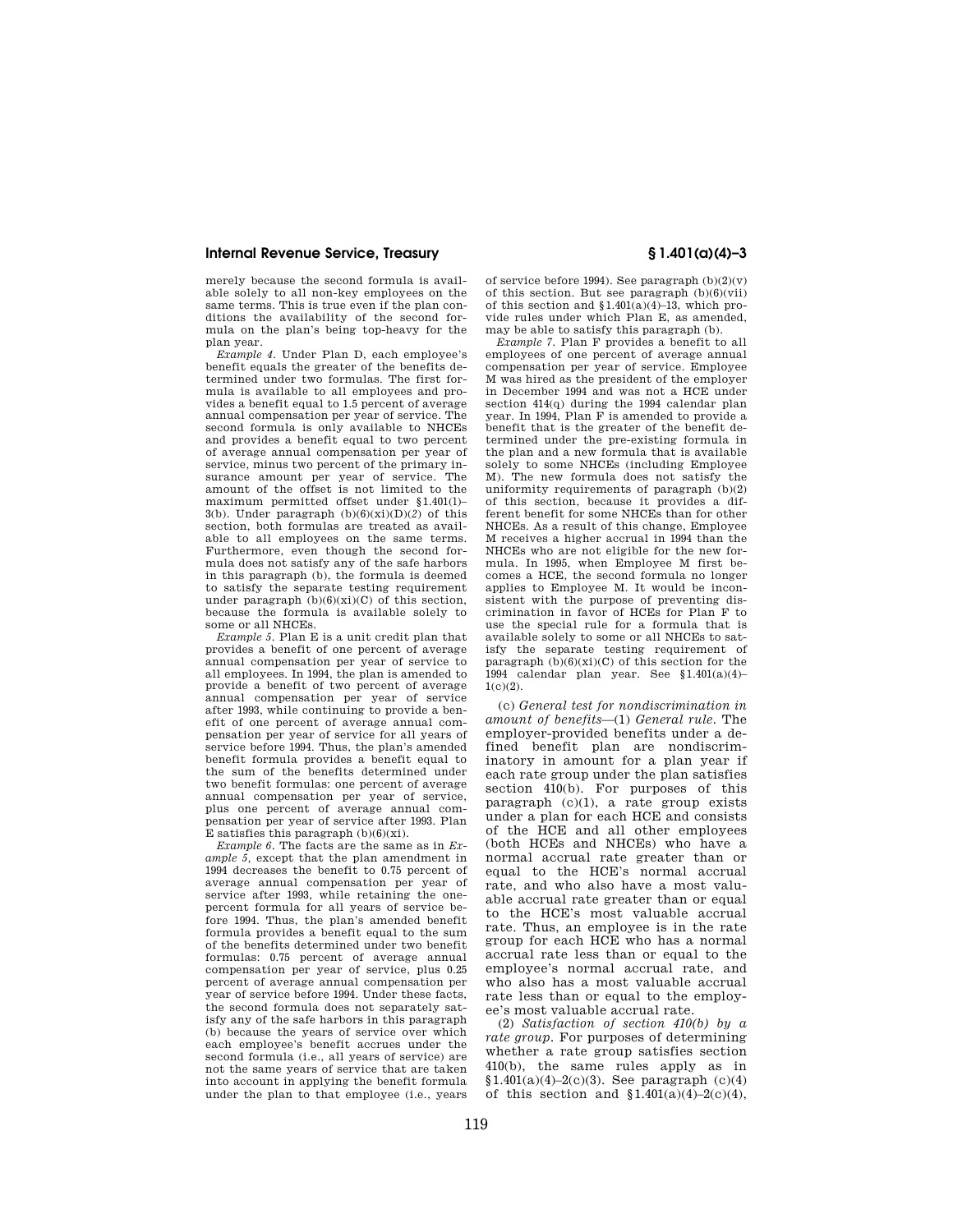merely because the second formula is available solely to all non-key employees on the same terms. This is true even if the plan conditions the availability of the second formula on the plan's being top-heavy for the plan year.

*Example 4.* Under Plan D, each employee's benefit equals the greater of the benefits determined under two formulas. The first formula is available to all employees and provides a benefit equal to 1.5 percent of average annual compensation per year of service. The second formula is only available to NHCEs and provides a benefit equal to two percent of average annual compensation per year of service, minus two percent of the primary insurance amount per year of service. The amount of the offset is not limited to the maximum permitted offset under §1.401(l)–3(b). Under paragraph (b)(6)(xi)(D)(*2*) of this section, both formulas are treated as available to all employees on the same terms. Furthermore, even though the second formula does not satisfy any of the safe harbors in this paragraph (b), the formula is deemed to satisfy the separate testing requirement under paragraph (b)(6)(xi)(C) of this section, because the formula is available solely to some or all NHCEs.

*Example 5.* Plan E is a unit credit plan that provides a benefit of one percent of average annual compensation per year of service to all employees. In 1994, the plan is amended to provide a benefit of two percent of average annual compensation per year of service after 1993, while continuing to provide a benefit of one percent of average annual compensation per year of service for all years of service before 1994. Thus, the plan's amended benefit formula provides a benefit equal to the sum of the benefits determined under two benefit formulas: one percent of average annual compensation per year of service, plus one percent of average annual compensation per year of service after 1993. Plan E satisfies this paragraph (b)(6)(xi).

*Example 6.* The facts are the same as in *Example 5*, except that the plan amendment in 1994 decreases the benefit to 0.75 percent of average annual compensation per year of service after 1993, while retaining the one-percent formula for all years of service before 1994. Thus, the plan's amended benefit formula provides a benefit equal to the sum of the benefits determined under two benefit formulas: 0.75 percent of average annual compensation per year of service, plus 0.25 percent of average annual compensation per year of service before 1994. Under these facts, the second formula does not separately satisfy any of the safe harbors in this paragraph (b) because the years of service over which each employee's benefit accrues under the second formula (i.e., all years of service) are not the same years of service that are taken into account in applying the benefit formula under the plan to that employee (i.e., years of service before 1994). See paragraph (b)(2)(v) of this section. But see paragraph (b)(6)(vii) of this section and §1.401(a)(4)–13, which provide rules under which Plan E, as amended, may be able to satisfy this paragraph (b).

*Example 7.* Plan F provides a benefit to all employees of one percent of average annual compensation per year of service. Employee M was hired as the president of the employer in December 1994 and was not a HCE under section 414(q) during the 1994 calendar plan year. In 1994, Plan F is amended to provide a benefit that is the greater of the benefit determined under the pre-existing formula in the plan and a new formula that is available solely to some NHCEs (including Employee M). The new formula does not satisfy the uniformity requirements of paragraph (b)(2) of this section, because it provides a different benefit for some NHCEs than for other NHCEs. As a result of this change, Employee M receives a higher accrual in 1994 than the NHCEs who are not eligible for the new formula. In 1995, when Employee M first becomes a HCE, the second formula no longer applies to Employee M. It would be inconsistent with the purpose of preventing discrimination in favor of HCEs for Plan F to use the special rule for a formula that is available solely to some or all NHCEs to satisfy the separate testing requirement of paragraph (b)(6)(xi)(C) of this section for the 1994 calendar plan year. See §1.401(a)(4)–1(c)(2).

(c) *General test for nondiscrimination in amount of benefits*—(1) *General rule.* The employer-provided benefits under a defined benefit plan are nondiscriminatory in amount for a plan year if each rate group under the plan satisfies section 410(b). For purposes of this paragraph (c)(1), a rate group exists under a plan for each HCE and consists of the HCE and all other employees (both HCEs and NHCEs) who have a normal accrual rate greater than or equal to the HCE's normal accrual rate, and who also have a most valuable accrual rate greater than or equal to the HCE's most valuable accrual rate. Thus, an employee is in the rate group for each HCE who has a normal accrual rate less than or equal to the employee's normal accrual rate, and who also has a most valuable accrual rate less than or equal to the employee's most valuable accrual rate.

(2) *Satisfaction of section 410(b) by a rate group.* For purposes of determining whether a rate group satisfies section 410(b), the same rules apply as in §1.401(a)(4)–2(c)(3). See paragraph (c)(4) of this section and §1.401(a)(4)–2(c)(4),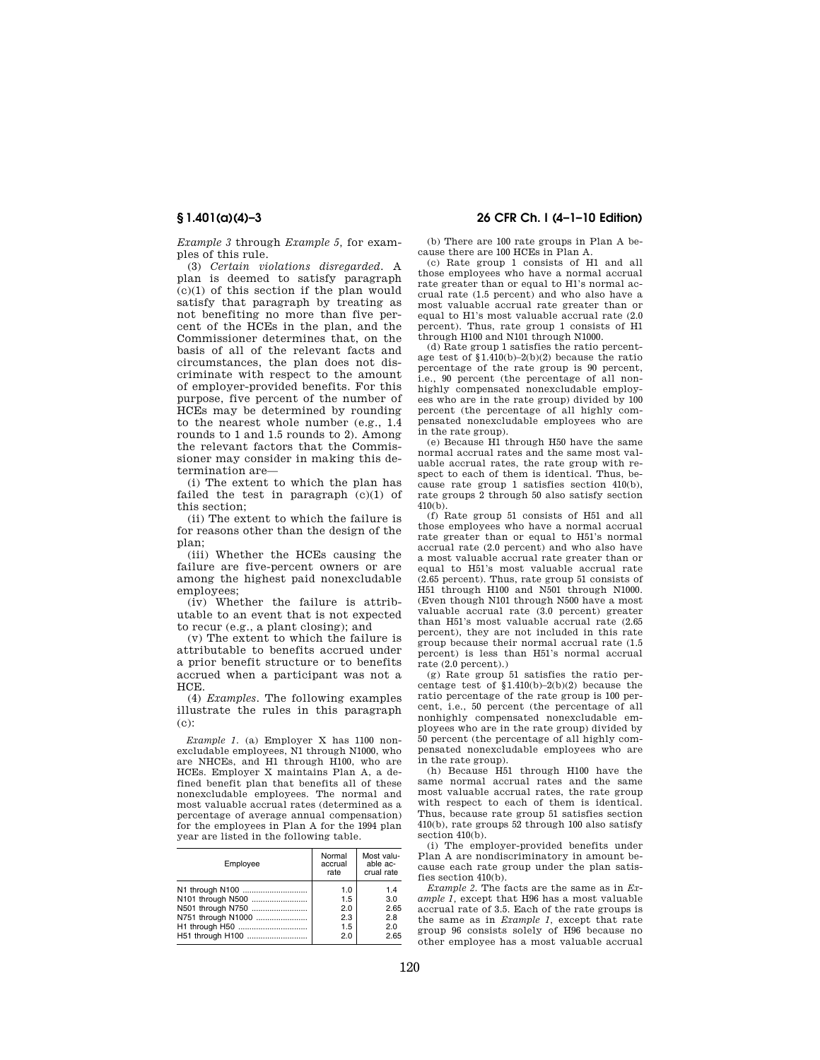*Example 3* through *Example 5*, for examples of this rule.

(3) *Certain violations disregarded.* A plan is deemed to satisfy paragraph (c)(1) of this section if the plan would satisfy that paragraph by treating as not benefiting no more than five percent of the HCEs in the plan, and the Commissioner determines that, on the basis of all of the relevant facts and circumstances, the plan does not discriminate with respect to the amount of employer-provided benefits. For this purpose, five percent of the number of HCEs may be determined by rounding to the nearest whole number (e.g., 1.4 rounds to 1 and 1.5 rounds to 2). Among the relevant factors that the Commissioner may consider in making this determination are—

(i) The extent to which the plan has failed the test in paragraph (c)(1) of this section;

(ii) The extent to which the failure is for reasons other than the design of the plan;

(iii) Whether the HCEs causing the failure are five-percent owners or are among the highest paid nonexcludable employees;

(iv) Whether the failure is attributable to an event that is not expected to recur (e.g., a plant closing); and

(v) The extent to which the failure is attributable to benefits accrued under a prior benefit structure or to benefits accrued when a participant was not a HCE.

(4) *Examples.* The following examples illustrate the rules in this paragraph (c):

*Example 1.* (a) Employer X has 1100 nonexcludable employees, N1 through N1000, who are NHCEs, and H1 through H100, who are HCEs. Employer X maintains Plan A, a defined benefit plan that benefits all of these nonexcludable employees. The normal and most valuable accrual rates (determined as a percentage of average annual compensation) for the employees in Plan A for the 1994 plan year are listed in the following table.

| Employee | Normal accrual rate | Most valuable accrual rate |
|---|---|---|
| N1 through N100 | 1.0 | 1.4 |
| N101 through N500 | 1.5 | 3.0 |
| N501 through N750 | 2.0 | 2.65 |
| N751 through N1000 | 2.3 | 2.8 |
| H1 through H50 | 1.5 | 2.0 |
| H51 through H100 | 2.0 | 2.65 |

(b) There are 100 rate groups in Plan A because there are 100 HCEs in Plan A.

(c) Rate group 1 consists of H1 and all those employees who have a normal accrual rate greater than or equal to H1's normal accrual rate (1.5 percent) and who also have a most valuable accrual rate greater than or equal to H1's most valuable accrual rate (2.0 percent). Thus, rate group 1 consists of H1 through H100 and N101 through N1000.

(d) Rate group 1 satisfies the ratio percentage test of §1.410(b)–2(b)(2) because the ratio percentage of the rate group is 90 percent, i.e., 90 percent (the percentage of all nonhighly compensated nonexcludable employees who are in the rate group) divided by 100 percent (the percentage of all highly compensated nonexcludable employees who are in the rate group).

(e) Because H1 through H50 have the same normal accrual rates and the same most valuable accrual rates, the rate group with respect to each of them is identical. Thus, because rate group 1 satisfies section 410(b), rate groups 2 through 50 also satisfy section 410(b).

(f) Rate group 51 consists of H51 and all those employees who have a normal accrual rate greater than or equal to H51's normal accrual rate (2.0 percent) and who also have a most valuable accrual rate greater than or equal to H51's most valuable accrual rate (2.65 percent). Thus, rate group 51 consists of H51 through H100 and N501 through N1000. (Even though N101 through N500 have a most valuable accrual rate (3.0 percent) greater than H51's most valuable accrual rate (2.65 percent), they are not included in this rate group because their normal accrual rate (1.5 percent) is less than H51's normal accrual rate (2.0 percent).)

(g) Rate group 51 satisfies the ratio percentage test of §1.410(b)–2(b)(2) because the ratio percentage of the rate group is 100 percent, i.e., 50 percent (the percentage of all nonhighly compensated nonexcludable employees who are in the rate group) divided by 50 percent (the percentage of all highly compensated nonexcludable employees who are in the rate group).

(h) Because H51 through H100 have the same normal accrual rates and the same most valuable accrual rates, the rate group with respect to each of them is identical. Thus, because rate group 51 satisfies section 410(b), rate groups 52 through 100 also satisfy section 410(b).

(i) The employer-provided benefits under Plan A are nondiscriminatory in amount because each rate group under the plan satisfies section 410(b).

*Example 2.* The facts are the same as in *Example 1*, except that H96 has a most valuable accrual rate of 3.5. Each of the rate groups is the same as in *Example 1*, except that rate group 96 consists solely of H96 because no other employee has a most valuable accrual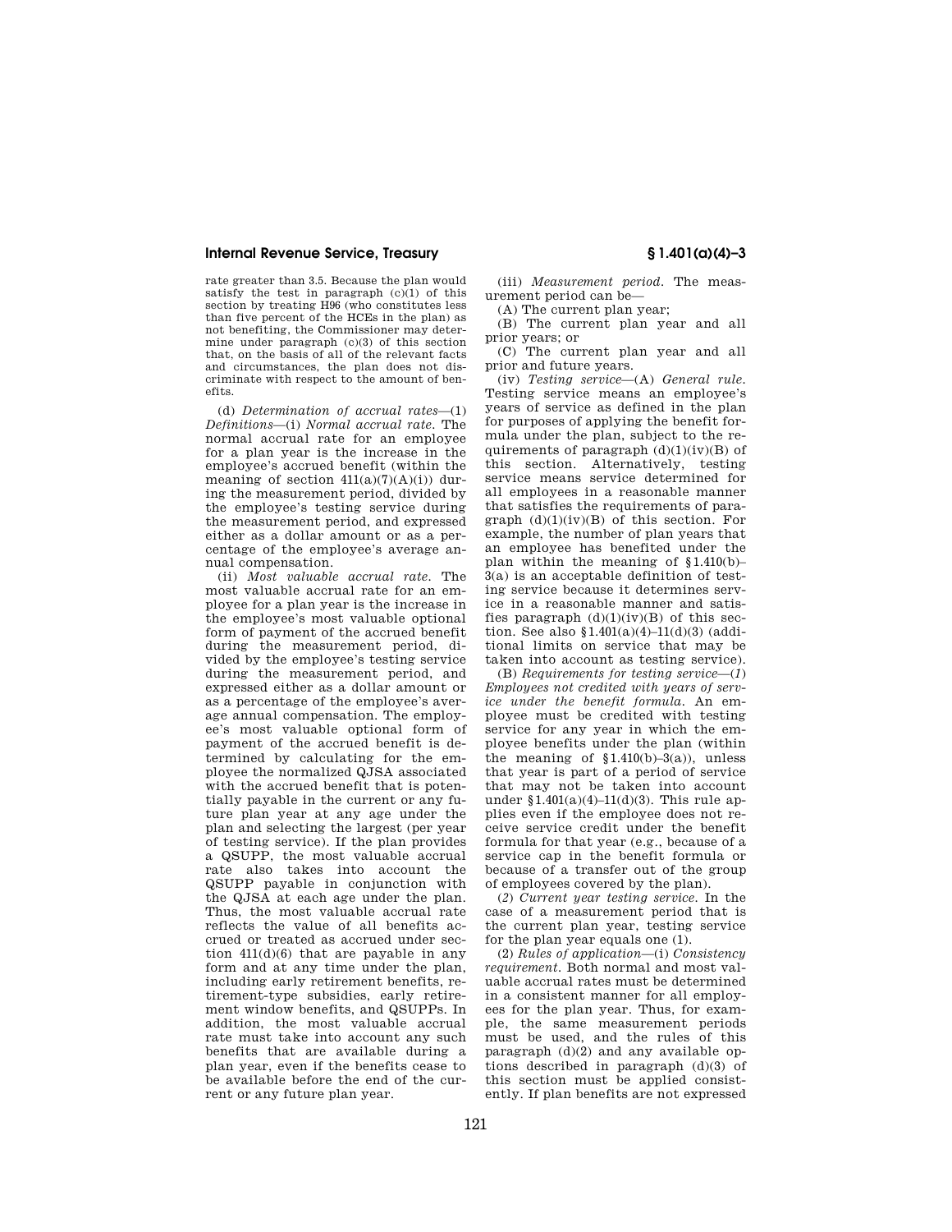rate greater than 3.5. Because the plan would satisfy the test in paragraph (c)(1) of this section by treating H96 (who constitutes less than five percent of the HCEs in the plan) as not benefiting, the Commissioner may determine under paragraph (c)(3) of this section that, on the basis of all of the relevant facts and circumstances, the plan does not discriminate with respect to the amount of benefits.

(d) *Determination of accrual rates*—(1) *Definitions*—(i) *Normal accrual rate.* The normal accrual rate for an employee for a plan year is the increase in the employee's accrued benefit (within the meaning of section 411(a)(7)(A)(i)) during the measurement period, divided by the employee's testing service during the measurement period, and expressed either as a dollar amount or as a percentage of the employee's average annual compensation.

(ii) *Most valuable accrual rate.* The most valuable accrual rate for an employee for a plan year is the increase in the employee's most valuable optional form of payment of the accrued benefit during the measurement period, divided by the employee's testing service during the measurement period, and expressed either as a dollar amount or as a percentage of the employee's average annual compensation. The employee's most valuable optional form of payment of the accrued benefit is determined by calculating for the employee the normalized QJSA associated with the accrued benefit that is potentially payable in the current or any future plan year at any age under the plan and selecting the largest (per year of testing service). If the plan provides a QSUPP, the most valuable accrual rate also takes into account the QSUPP payable in conjunction with the QJSA at each age under the plan. Thus, the most valuable accrual rate reflects the value of all benefits accrued or treated as accrued under section 411(d)(6) that are payable in any form and at any time under the plan, including early retirement benefits, retirement-type subsidies, early retirement window benefits, and QSUPPs. In addition, the most valuable accrual rate must take into account any such benefits that are available during a plan year, even if the benefits cease to be available before the end of the current or any future plan year.

(iii) *Measurement period.* The measurement period can be—

(A) The current plan year;

(B) The current plan year and all prior years; or

(C) The current plan year and all prior and future years.

(iv) *Testing service*—(A) *General rule.* Testing service means an employee's years of service as defined in the plan for purposes of applying the benefit formula under the plan, subject to the requirements of paragraph (d)(1)(iv)(B) of this section. Alternatively, testing service means service determined for all employees in a reasonable manner that satisfies the requirements of paragraph (d)(1)(iv)(B) of this section. For example, the number of plan years that an employee has benefited under the plan within the meaning of §1.410(b)–3(a) is an acceptable definition of testing service because it determines service in a reasonable manner and satisfies paragraph (d)(1)(iv)(B) of this section. See also §1.401(a)(4)–11(d)(3) (additional limits on service that may be taken into account as testing service).

(B) *Requirements for testing service*—(*1*) *Employees not credited with years of service under the benefit formula.* An employee must be credited with testing service for any year in which the employee benefits under the plan (within the meaning of §1.410(b)–3(a)), unless that year is part of a period of service that may not be taken into account under §1.401(a)(4)–11(d)(3). This rule applies even if the employee does not receive service credit under the benefit formula for that year (e.g., because of a service cap in the benefit formula or because of a transfer out of the group of employees covered by the plan).

(*2*) *Current year testing service.* In the case of a measurement period that is the current plan year, testing service for the plan year equals one (1).

(2) *Rules of application*—(i) *Consistency requirement.* Both normal and most valuable accrual rates must be determined in a consistent manner for all employees for the plan year. Thus, for example, the same measurement periods must be used, and the rules of this paragraph (d)(2) and any available options described in paragraph (d)(3) of this section must be applied consistently. If plan benefits are not expressed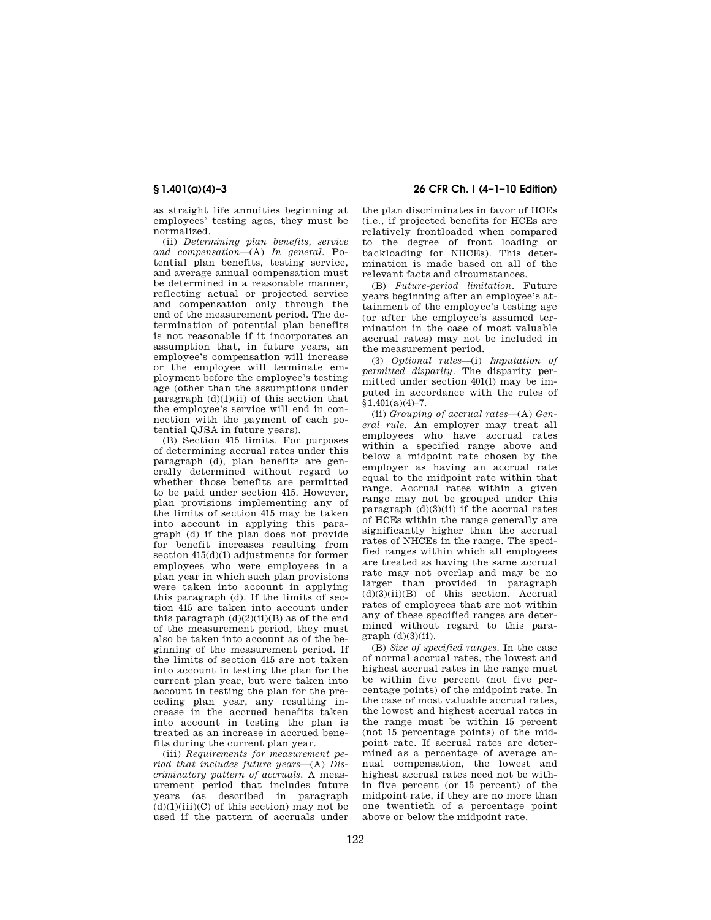as straight life annuities beginning at employees' testing ages, they must be normalized.

(ii) *Determining plan benefits, service and compensation*—(A) *In general.* Potential plan benefits, testing service, and average annual compensation must be determined in a reasonable manner, reflecting actual or projected service and compensation only through the end of the measurement period. The determination of potential plan benefits is not reasonable if it incorporates an assumption that, in future years, an employee's compensation will increase or the employee will terminate employment before the employee's testing age (other than the assumptions under paragraph (d)(1)(ii) of this section that the employee's service will end in connection with the payment of each potential QJSA in future years).

(B) Section 415 limits. For purposes of determining accrual rates under this paragraph (d), plan benefits are generally determined without regard to whether those benefits are permitted to be paid under section 415. However, plan provisions implementing any of the limits of section 415 may be taken into account in applying this paragraph (d) if the plan does not provide for benefit increases resulting from section 415(d)(1) adjustments for former employees who were employees in a plan year in which such plan provisions were taken into account in applying this paragraph (d). If the limits of section 415 are taken into account under this paragraph (d)(2)(ii)(B) as of the end of the measurement period, they must also be taken into account as of the beginning of the measurement period. If the limits of section 415 are not taken into account in testing the plan for the current plan year, but were taken into account in testing the plan for the preceding plan year, any resulting increase in the accrued benefits taken into account in testing the plan is treated as an increase in accrued benefits during the current plan year.

(iii) *Requirements for measurement period that includes future years*—(A) *Discriminatory pattern of accruals.* A measurement period that includes future years (as described in paragraph (d)(1)(iii)(C) of this section) may not be used if the pattern of accruals under the plan discriminates in favor of HCEs (i.e., if projected benefits for HCEs are relatively frontloaded when compared to the degree of front loading or backloading for NHCEs). This determination is made based on all of the relevant facts and circumstances.

(B) *Future-period limitation.* Future years beginning after an employee's attainment of the employee's testing age (or after the employee's assumed termination in the case of most valuable accrual rates) may not be included in the measurement period.

(3) *Optional rules*—(i) *Imputation of permitted disparity.* The disparity permitted under section 401(l) may be imputed in accordance with the rules of §1.401(a)(4)–7.

(ii) *Grouping of accrual rates*—(A) *General rule.* An employer may treat all employees who have accrual rates within a specified range above and below a midpoint rate chosen by the employer as having an accrual rate equal to the midpoint rate within that range. Accrual rates within a given range may not be grouped under this paragraph (d)(3)(ii) if the accrual rates of HCEs within the range generally are significantly higher than the accrual rates of NHCEs in the range. The specified ranges within which all employees are treated as having the same accrual rate may not overlap and may be no larger than provided in paragraph (d)(3)(ii)(B) of this section. Accrual rates of employees that are not within any of these specified ranges are determined without regard to this paragraph (d)(3)(ii).

(B) *Size of specified ranges.* In the case of normal accrual rates, the lowest and highest accrual rates in the range must be within five percent (not five percentage points) of the midpoint rate. In the case of most valuable accrual rates, the lowest and highest accrual rates in the range must be within 15 percent (not 15 percentage points) of the midpoint rate. If accrual rates are determined as a percentage of average annual compensation, the lowest and highest accrual rates need not be within five percent (or 15 percent) of the midpoint rate, if they are no more than one twentieth of a percentage point above or below the midpoint rate.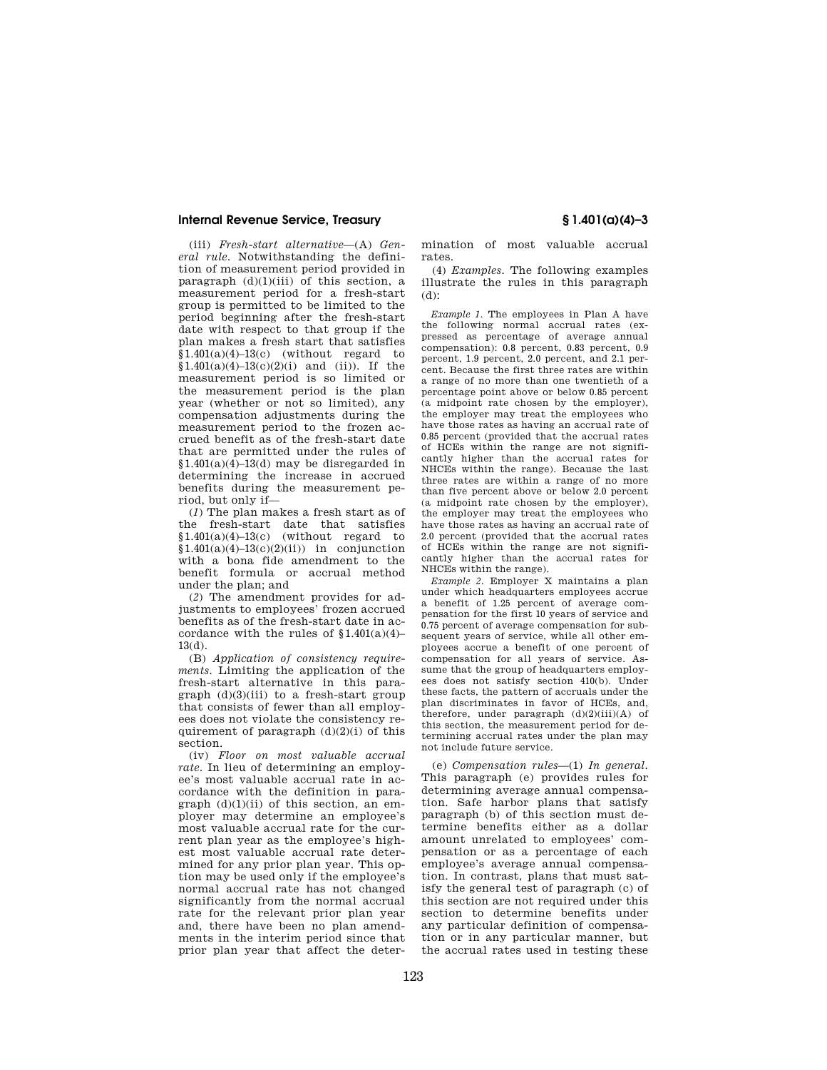(iii) *Fresh-start alternative*—(A) *General rule.* Notwithstanding the definition of measurement period provided in paragraph (d)(1)(iii) of this section, a measurement period for a fresh-start group is permitted to be limited to the period beginning after the fresh-start date with respect to that group if the plan makes a fresh start that satisfies §1.401(a)(4)–13(c) (without regard to §1.401(a)(4)–13(c)(2)(i) and (ii)). If the measurement period is so limited or the measurement period is the plan year (whether or not so limited), any compensation adjustments during the measurement period to the frozen accrued benefit as of the fresh-start date that are permitted under the rules of §1.401(a)(4)–13(d) may be disregarded in determining the increase in accrued benefits during the measurement period, but only if—

(*1*) The plan makes a fresh start as of the fresh-start date that satisfies §1.401(a)(4)–13(c) (without regard to §1.401(a)(4)–13(c)(2)(ii)) in conjunction with a bona fide amendment to the benefit formula or accrual method under the plan; and

(*2*) The amendment provides for adjustments to employees' frozen accrued benefits as of the fresh-start date in accordance with the rules of §1.401(a)(4)–13(d).

(B) *Application of consistency requirements.* Limiting the application of the fresh-start alternative in this paragraph (d)(3)(iii) to a fresh-start group that consists of fewer than all employees does not violate the consistency requirement of paragraph (d)(2)(i) of this section.

(iv) *Floor on most valuable accrual rate.* In lieu of determining an employee's most valuable accrual rate in accordance with the definition in paragraph (d)(1)(ii) of this section, an employer may determine an employee's most valuable accrual rate for the current plan year as the employee's highest most valuable accrual rate determined for any prior plan year. This option may be used only if the employee's normal accrual rate has not changed significantly from the normal accrual rate for the relevant prior plan year and, there have been no plan amendments in the interim period since that prior plan year that affect the determination of most valuable accrual rates.

(4) *Examples.* The following examples illustrate the rules in this paragraph (d):

*Example 1.* The employees in Plan A have the following normal accrual rates (expressed as percentage of average annual compensation): 0.8 percent, 0.83 percent, 0.9 percent, 1.9 percent, 2.0 percent, and 2.1 percent. Because the first three rates are within a range of no more than one twentieth of a percentage point above or below 0.85 percent (a midpoint rate chosen by the employer), the employer may treat the employees who have those rates as having an accrual rate of 0.85 percent (provided that the accrual rates of HCEs within the range are not significantly higher than the accrual rates for NHCEs within the range). Because the last three rates are within a range of no more than five percent above or below 2.0 percent (a midpoint rate chosen by the employer), the employer may treat the employees who have those rates as having an accrual rate of 2.0 percent (provided that the accrual rates of HCEs within the range are not significantly higher than the accrual rates for NHCEs within the range).

*Example 2.* Employer X maintains a plan under which headquarters employees accrue a benefit of 1.25 percent of average compensation for the first 10 years of service and 0.75 percent of average compensation for subsequent years of service, while all other employees accrue a benefit of one percent of compensation for all years of service. Assume that the group of headquarters employees does not satisfy section 410(b). Under these facts, the pattern of accruals under the plan discriminates in favor of HCEs, and, therefore, under paragraph (d)(2)(iii)(A) of this section, the measurement period for determining accrual rates under the plan may not include future service.

(e) *Compensation rules*—(1) *In general.* This paragraph (e) provides rules for determining average annual compensation. Safe harbor plans that satisfy paragraph (b) of this section must determine benefits either as a dollar amount unrelated to employees' compensation or as a percentage of each employee's average annual compensation. In contrast, plans that must satisfy the general test of paragraph (c) of this section are not required under this section to determine benefits under any particular definition of compensation or in any particular manner, but the accrual rates used in testing these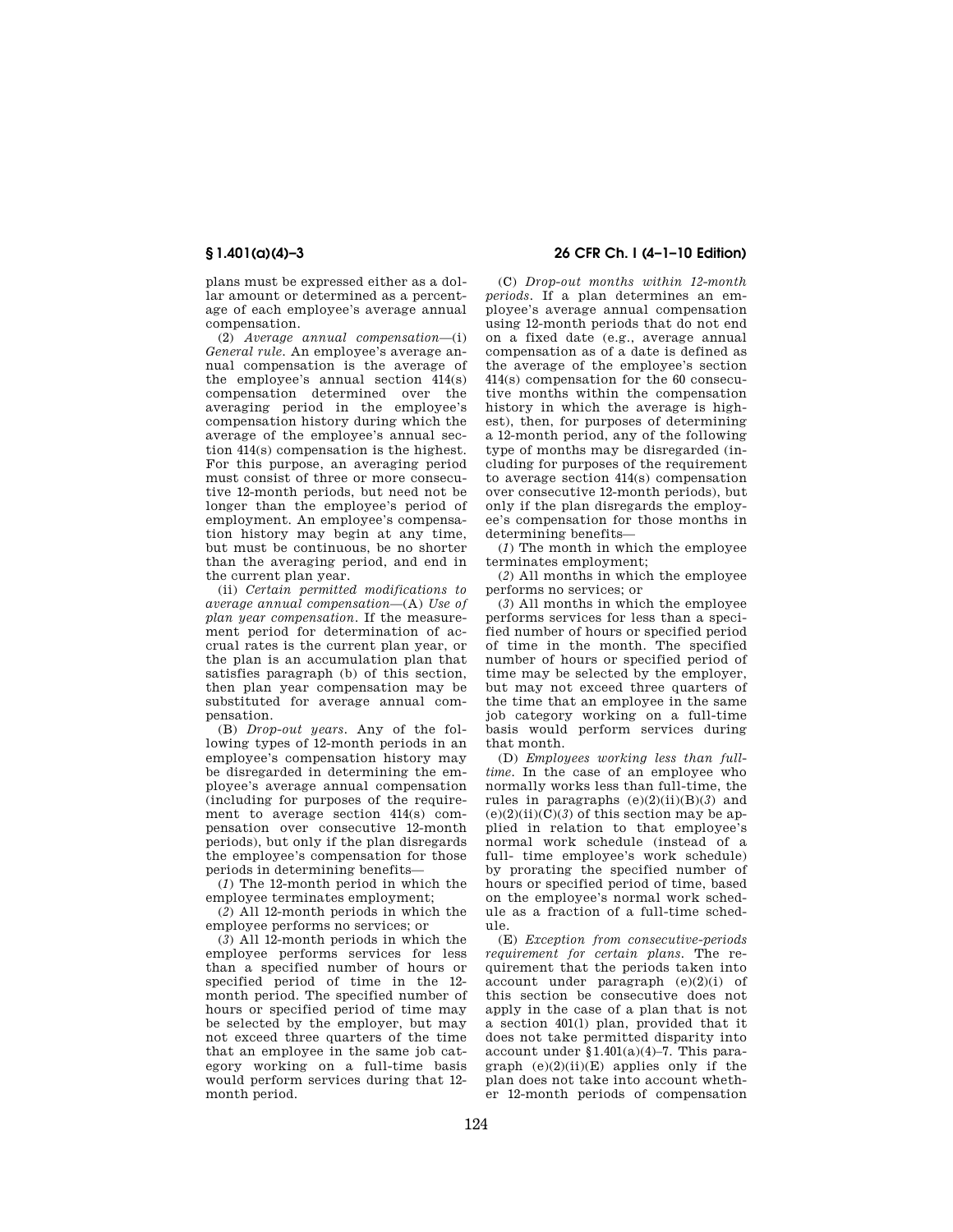plans must be expressed either as a dollar amount or determined as a percentage of each employee's average annual compensation.

(2) *Average annual compensation*—(i) *General rule*. An employee's average annual compensation is the average of the employee's annual section 414(s) compensation determined over the averaging period in the employee's compensation history during which the average of the employee's annual section 414(s) compensation is the highest. For this purpose, an averaging period must consist of three or more consecutive 12-month periods, but need not be longer than the employee's period of employment. An employee's compensation history may begin at any time, but must be continuous, be no shorter than the averaging period, and end in the current plan year.

(ii) *Certain permitted modifications to average annual compensation*—(A) *Use of plan year compensation*. If the measurement period for determination of accrual rates is the current plan year, or the plan is an accumulation plan that satisfies paragraph (b) of this section, then plan year compensation may be substituted for average annual compensation.

(B) *Drop-out years*. Any of the following types of 12-month periods in an employee's compensation history may be disregarded in determining the employee's average annual compensation (including for purposes of the requirement to average section 414(s) compensation over consecutive 12-month periods), but only if the plan disregards the employee's compensation for those periods in determining benefits—

(*1*) The 12-month period in which the employee terminates employment;

(*2*) All 12-month periods in which the employee performs no services; or

(*3*) All 12-month periods in which the employee performs services for less than a specified number of hours or specified period of time in the 12-month period. The specified number of hours or specified period of time may be selected by the employer, but may not exceed three quarters of the time that an employee in the same job category working on a full-time basis would perform services during that 12-month period.

(C) *Drop-out months within 12-month periods*. If a plan determines an employee's average annual compensation using 12-month periods that do not end on a fixed date (e.g., average annual compensation as of a date is defined as the average of the employee's section 414(s) compensation for the 60 consecutive months within the compensation history in which the average is highest), then, for purposes of determining a 12-month period, any of the following type of months may be disregarded (including for purposes of the requirement to average section 414(s) compensation over consecutive 12-month periods), but only if the plan disregards the employee's compensation for those months in determining benefits—

(*1*) The month in which the employee terminates employment;

(*2*) All months in which the employee performs no services; or

(*3*) All months in which the employee performs services for less than a specified number of hours or specified period of time in the month. The specified number of hours or specified period of time may be selected by the employer, but may not exceed three quarters of the time that an employee in the same job category working on a full-time basis would perform services during that month.

(D) *Employees working less than full-time*. In the case of an employee who normally works less than full-time, the rules in paragraphs (e)(2)(ii)(B)(*3*) and (e)(2)(ii)(C)(*3*) of this section may be applied in relation to that employee's normal work schedule (instead of a full- time employee's work schedule) by prorating the specified number of hours or specified period of time, based on the employee's normal work schedule as a fraction of a full-time schedule.

(E) *Exception from consecutive-periods requirement for certain plans*. The requirement that the periods taken into account under paragraph (e)(2)(i) of this section be consecutive does not apply in the case of a plan that is not a section 401(l) plan, provided that it does not take permitted disparity into account under §1.401(a)(4)–7. This paragraph (e)(2)(ii)(E) applies only if the plan does not take into account whether 12-month periods of compensation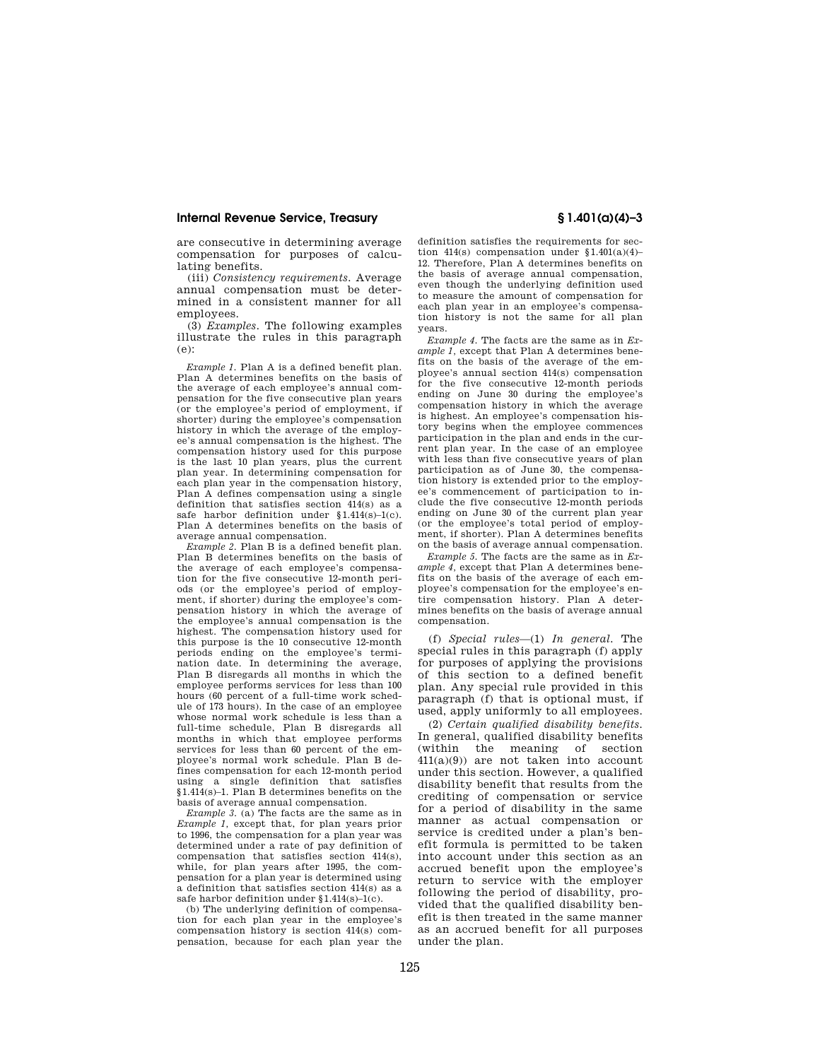are consecutive in determining average compensation for purposes of calculating benefits.

(iii) *Consistency requirements.* Average annual compensation must be determined in a consistent manner for all employees.

(3) *Examples.* The following examples illustrate the rules in this paragraph (e):

*Example 1.* Plan A is a defined benefit plan. Plan A determines benefits on the basis of the average of each employee's annual compensation for the five consecutive plan years (or the employee's period of employment, if shorter) during the employee's compensation history in which the average of the employee's annual compensation is the highest. The compensation history used for this purpose is the last 10 plan years, plus the current plan year. In determining compensation for each plan year in the compensation history, Plan A defines compensation using a single definition that satisfies section 414(s) as a safe harbor definition under §1.414(s)–1(c). Plan A determines benefits on the basis of average annual compensation.

*Example 2.* Plan B is a defined benefit plan. Plan B determines benefits on the basis of the average of each employee's compensation for the five consecutive 12-month periods (or the employee's period of employment, if shorter) during the employee's compensation history in which the average of the employee's annual compensation is the highest. The compensation history used for this purpose is the 10 consecutive 12-month periods ending on the employee's termination date. In determining the average, Plan B disregards all months in which the employee performs services for less than 100 hours (60 percent of a full-time work schedule of 173 hours). In the case of an employee whose normal work schedule is less than a full-time schedule, Plan B disregards all months in which that employee performs services for less than 60 percent of the employee's normal work schedule. Plan B defines compensation for each 12-month period using a single definition that satisfies §1.414(s)–1. Plan B determines benefits on the basis of average annual compensation.

*Example 3.* (a) The facts are the same as in *Example 1,* except that, for plan years prior to 1996, the compensation for a plan year was determined under a rate of pay definition of compensation that satisfies section 414(s), while, for plan years after 1995, the compensation for a plan year is determined using a definition that satisfies section 414(s) as a safe harbor definition under §1.414(s)–1(c).

(b) The underlying definition of compensation for each plan year in the employee's compensation history is section 414(s) compensation, because for each plan year the definition satisfies the requirements for section 414(s) compensation under §1.401(a)(4)–12. Therefore, Plan A determines benefits on the basis of average annual compensation, even though the underlying definition used to measure the amount of compensation for each plan year in an employee's compensation history is not the same for all plan years.

*Example 4.* The facts are the same as in *Example 1,* except that Plan A determines benefits on the basis of the average of the employee's annual section 414(s) compensation for the five consecutive 12-month periods ending on June 30 during the employee's compensation history in which the average is highest. An employee's compensation history begins when the employee commences participation in the plan and ends in the current plan year. In the case of an employee with less than five consecutive years of plan participation as of June 30, the compensation history is extended prior to the employee's commencement of participation to include the five consecutive 12-month periods ending on June 30 of the current plan year (or the employee's total period of employment, if shorter). Plan A determines benefits on the basis of average annual compensation.

*Example 5.* The facts are the same as in *Example 4,* except that Plan A determines benefits on the basis of the average of each employee's compensation for the employee's entire compensation history. Plan A determines benefits on the basis of average annual compensation.

(f) *Special rules*—(1) *In general.* The special rules in this paragraph (f) apply for purposes of applying the provisions of this section to a defined benefit plan. Any special rule provided in this paragraph (f) that is optional must, if used, apply uniformly to all employees.

(2) *Certain qualified disability benefits.* In general, qualified disability benefits (within the meaning of section 411(a)(9)) are not taken into account under this section. However, a qualified disability benefit that results from the crediting of compensation or service for a period of disability in the same manner as actual compensation or service is credited under a plan's benefit formula is permitted to be taken into account under this section as an accrued benefit upon the employee's return to service with the employer following the period of disability, provided that the qualified disability benefit is then treated in the same manner as an accrued benefit for all purposes under the plan.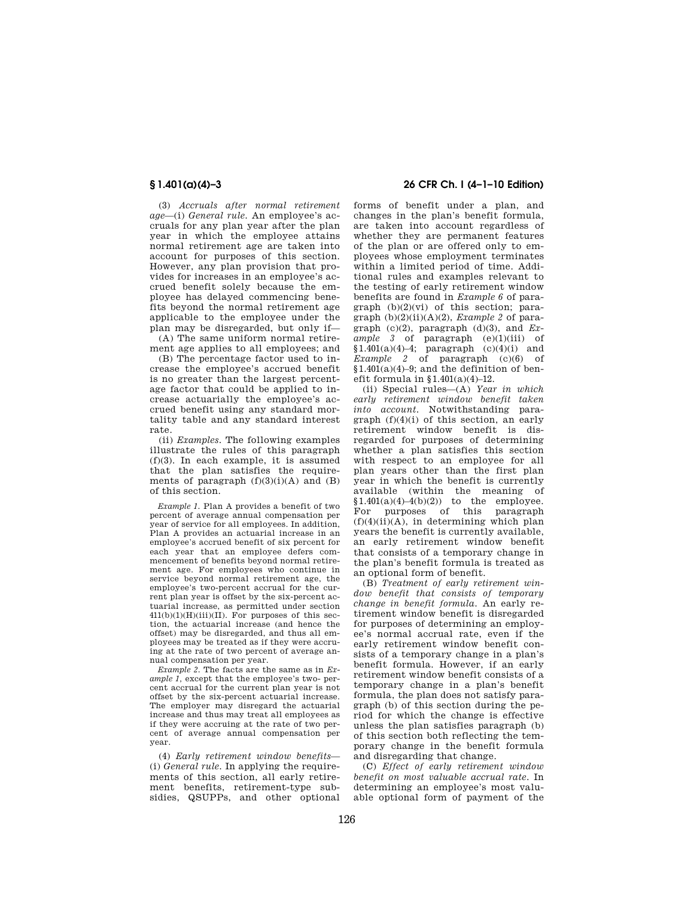(3) *Accruals after normal retirement age*—(i) *General rule.* An employee's accruals for any plan year after the plan year in which the employee attains normal retirement age are taken into account for purposes of this section. However, any plan provision that provides for increases in an employee's accrued benefit solely because the employee has delayed commencing benefits beyond the normal retirement age applicable to the employee under the plan may be disregarded, but only if—

(A) The same uniform normal retirement age applies to all employees; and

(B) The percentage factor used to increase the employee's accrued benefit is no greater than the largest percentage factor that could be applied to increase actuarially the employee's accrued benefit using any standard mortality table and any standard interest rate.

(ii) *Examples.* The following examples illustrate the rules of this paragraph (f)(3). In each example, it is assumed that the plan satisfies the requirements of paragraph (f)(3)(i)(A) and (B) of this section.

*Example 1.* Plan A provides a benefit of two percent of average annual compensation per year of service for all employees. In addition, Plan A provides an actuarial increase in an employee's accrued benefit of six percent for each year that an employee defers commencement of benefits beyond normal retirement age. For employees who continue in service beyond normal retirement age, the employee's two-percent accrual for the current plan year is offset by the six-percent actuarial increase, as permitted under section 411(b)(1)(H)(iii)(II). For purposes of this section, the actuarial increase (and hence the offset) may be disregarded, and thus all employees may be treated as if they were accruing at the rate of two percent of average annual compensation per year.

*Example 2.* The facts are the same as in *Example 1*, except that the employee's two- percent accrual for the current plan year is not offset by the six-percent actuarial increase. The employer may disregard the actuarial increase and thus may treat all employees as if they were accruing at the rate of two percent of average annual compensation per year.

(4) *Early retirement window benefits*—(i) *General rule.* In applying the requirements of this section, all early retirement benefits, retirement-type subsidies, QSUPPs, and other optional forms of benefit under a plan, and changes in the plan's benefit formula, are taken into account regardless of whether they are permanent features of the plan or are offered only to employees whose employment terminates within a limited period of time. Additional rules and examples relevant to the testing of early retirement window benefits are found in *Example 6* of paragraph (b)(2)(vi) of this section; paragraph (b)(2)(ii)(A)(*2*), *Example 2* of paragraph (c)(2), paragraph (d)(3), and *Example 3* of paragraph (e)(1)(iii) of §1.401(a)(4)–4; paragraph (c)(4)(i) and *Example 2* of paragraph (c)(6) of §1.401(a)(4)–9; and the definition of benefit formula in §1.401(a)(4)–12.

(ii) Special rules—(A) *Year in which early retirement window benefit taken into account.* Notwithstanding paragraph (f)(4)(i) of this section, an early retirement window benefit is disregarded for purposes of determining whether a plan satisfies this section with respect to an employee for all plan years other than the first plan year in which the benefit is currently available (within the meaning of §1.401(a)(4)–4(b)(2)) to the employee. For purposes of this paragraph (f)(4)(ii)(A), in determining which plan years the benefit is currently available, an early retirement window benefit that consists of a temporary change in the plan's benefit formula is treated as an optional form of benefit.

(B) *Treatment of early retirement window benefit that consists of temporary change in benefit formula.* An early retirement window benefit is disregarded for purposes of determining an employee's normal accrual rate, even if the early retirement window benefit consists of a temporary change in a plan's benefit formula. However, if an early retirement window benefit consists of a temporary change in a plan's benefit formula, the plan does not satisfy paragraph (b) of this section during the period for which the change is effective unless the plan satisfies paragraph (b) of this section both reflecting the temporary change in the benefit formula and disregarding that change.

(C) *Effect of early retirement window benefit on most valuable accrual rate.* In determining an employee's most valuable optional form of payment of the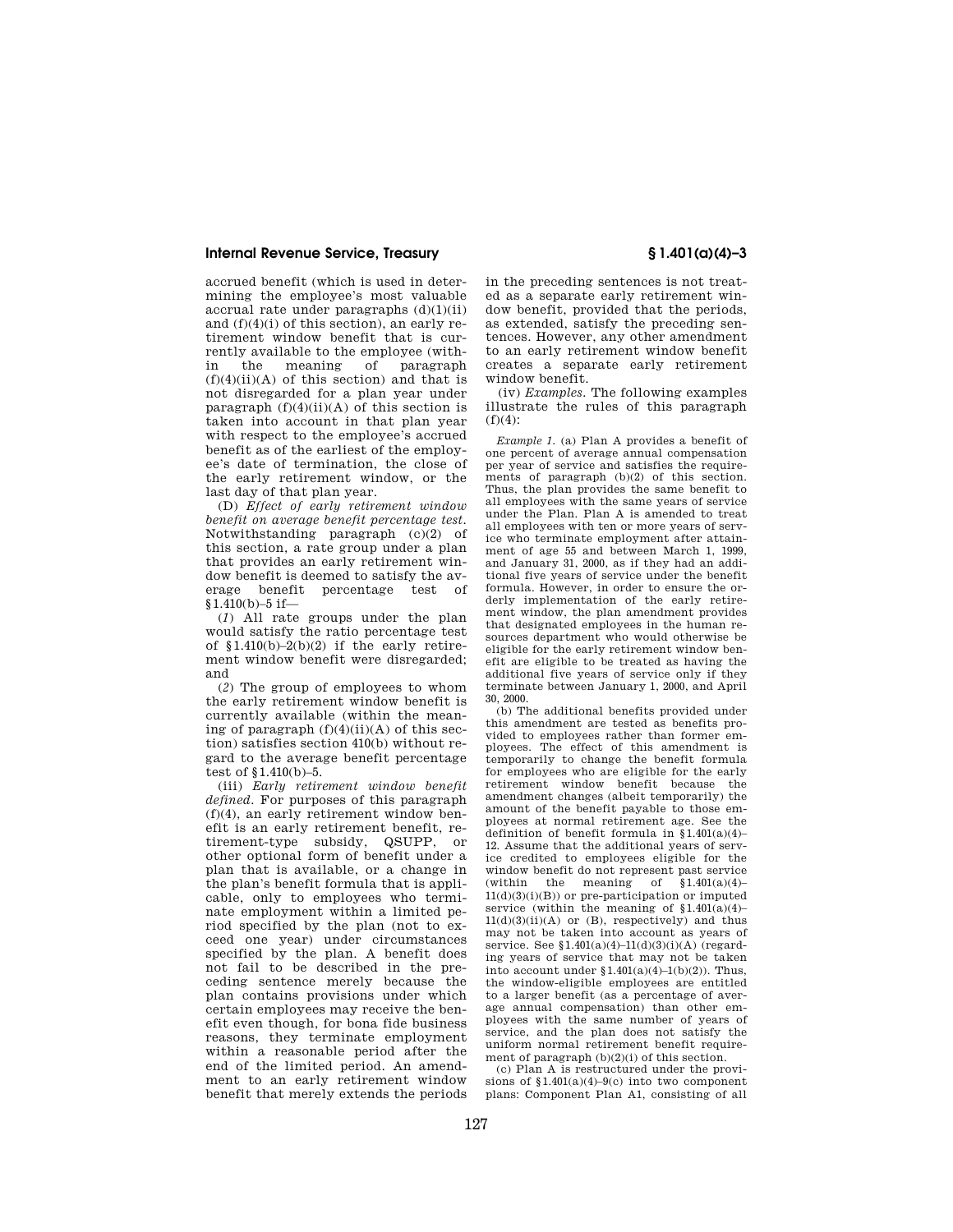accrued benefit (which is used in determining the employee's most valuable accrual rate under paragraphs (d)(1)(ii) and (f)(4)(i) of this section), an early retirement window benefit that is currently available to the employee (within the meaning of paragraph (f)(4)(ii)(A) of this section) and that is not disregarded for a plan year under paragraph (f)(4)(ii)(A) of this section is taken into account in that plan year with respect to the employee's accrued benefit as of the earliest of the employee's date of termination, the close of the early retirement window, or the last day of that plan year.

(D) *Effect of early retirement window benefit on average benefit percentage test.* Notwithstanding paragraph (c)(2) of this section, a rate group under a plan that provides an early retirement window benefit is deemed to satisfy the average benefit percentage test of §1.410(b)–5 if—

(*1*) All rate groups under the plan would satisfy the ratio percentage test of §1.410(b)–2(b)(2) if the early retirement window benefit were disregarded; and

(*2*) The group of employees to whom the early retirement window benefit is currently available (within the meaning of paragraph (f)(4)(ii)(A) of this section) satisfies section 410(b) without regard to the average benefit percentage test of §1.410(b)–5.

(iii) *Early retirement window benefit defined.* For purposes of this paragraph (f)(4), an early retirement window benefit is an early retirement benefit, retirement-type subsidy, QSUPP, or other optional form of benefit under a plan that is available, or a change in the plan's benefit formula that is applicable, only to employees who terminate employment within a limited period specified by the plan (not to exceed one year) under circumstances specified by the plan. A benefit does not fail to be described in the preceding sentence merely because the plan contains provisions under which certain employees may receive the benefit even though, for bona fide business reasons, they terminate employment within a reasonable period after the end of the limited period. An amendment to an early retirement window benefit that merely extends the periods in the preceding sentences is not treated as a separate early retirement window benefit, provided that the periods, as extended, satisfy the preceding sentences. However, any other amendment to an early retirement window benefit creates a separate early retirement window benefit.

(iv) *Examples.* The following examples illustrate the rules of this paragraph (f)(4):

*Example 1.* (a) Plan A provides a benefit of one percent of average annual compensation per year of service and satisfies the requirements of paragraph (b)(2) of this section. Thus, the plan provides the same benefit to all employees with the same years of service under the Plan. Plan A is amended to treat all employees with ten or more years of service who terminate employment after attainment of age 55 and between March 1, 1999, and January 31, 2000, as if they had an additional five years of service under the benefit formula. However, in order to ensure the orderly implementation of the early retirement window, the plan amendment provides that designated employees in the human resources department who would otherwise be eligible for the early retirement window benefit are eligible to be treated as having the additional five years of service only if they terminate between January 1, 2000, and April 30, 2000.

(b) The additional benefits provided under this amendment are tested as benefits provided to employees rather than former employees. The effect of this amendment is temporarily to change the benefit formula for employees who are eligible for the early retirement window benefit because the amendment changes (albeit temporarily) the amount of the benefit payable to those employees at normal retirement age. See the definition of benefit formula in §1.401(a)(4)–12. Assume that the additional years of service credited to employees eligible for the window benefit do not represent past service (within the meaning of §1.401(a)(4)–11(d)(3)(i)(B)) or pre-participation or imputed service (within the meaning of §1.401(a)(4)–11(d)(3)(ii)(A) or (B), respectively) and thus may not be taken into account as years of service. See §1.401(a)(4)–11(d)(3)(i)(A) (regarding years of service that may not be taken into account under §1.401(a)(4)–1(b)(2)). Thus, the window-eligible employees are entitled to a larger benefit (as a percentage of average annual compensation) than other employees with the same number of years of service, and the plan does not satisfy the uniform normal retirement benefit requirement of paragraph (b)(2)(i) of this section.

(c) Plan A is restructured under the provisions of §1.401(a)(4)–9(c) into two component plans: Component Plan A1, consisting of all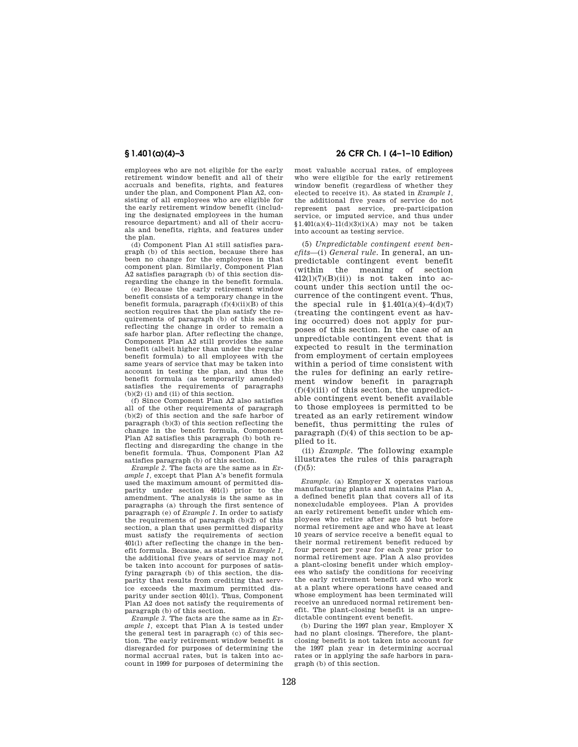employees who are not eligible for the early retirement window benefit and all of their accruals and benefits, rights, and features under the plan, and Component Plan A2, consisting of all employees who are eligible for the early retirement window benefit (including the designated employees in the human resource department) and all of their accruals and benefits, rights, and features under the plan.

(d) Component Plan A1 still satisfies paragraph (b) of this section, because there has been no change for the employees in that component plan. Similarly, Component Plan A2 satisfies paragraph (b) of this section disregarding the change in the benefit formula.

(e) Because the early retirement window benefit consists of a temporary change in the benefit formula, paragraph (f)(4)(ii)(B) of this section requires that the plan satisfy the requirements of paragraph (b) of this section reflecting the change in order to remain a safe harbor plan. After reflecting the change, Component Plan A2 still provides the same benefit (albeit higher than under the regular benefit formula) to all employees with the same years of service that may be taken into account in testing the plan, and thus the benefit formula (as temporarily amended) satisfies the requirements of paragraphs (b)(2) (i) and (ii) of this section.

(f) Since Component Plan A2 also satisfies all of the other requirements of paragraph (b)(2) of this section and the safe harbor of paragraph (b)(3) of this section reflecting the change in the benefit formula, Component Plan A2 satisfies this paragraph (b) both reflecting and disregarding the change in the benefit formula. Thus, Component Plan A2 satisfies paragraph (b) of this section.

*Example 2.* The facts are the same as in *Example 1*, except that Plan A's benefit formula used the maximum amount of permitted disparity under section 401(l) prior to the amendment. The analysis is the same as in paragraphs (a) through the first sentence of paragraph (e) of *Example 1*. In order to satisfy the requirements of paragraph (b)(2) of this section, a plan that uses permitted disparity must satisfy the requirements of section 401(l) after reflecting the change in the benefit formula. Because, as stated in *Example 1*, the additional five years of service may not be taken into account for purposes of satisfying paragraph (b) of this section, the disparity that results from crediting that service exceeds the maximum permitted disparity under section 401(l). Thus, Component Plan A2 does not satisfy the requirements of paragraph (b) of this section.

*Example 3.* The facts are the same as in *Example 1*, except that Plan A is tested under the general test in paragraph (c) of this section. The early retirement window benefit is disregarded for purposes of determining the normal accrual rates, but is taken into account in 1999 for purposes of determining the most valuable accrual rates, of employees who were eligible for the early retirement window benefit (regardless of whether they elected to receive it). As stated in *Example 1*, the additional five years of service do not represent past service, pre-participation service, or imputed service, and thus under §1.401(a)(4)–11(d)(3)(i)(A) may not be taken into account as testing service.

(5) *Unpredictable contingent event benefits*—(i) *General rule*. In general, an unpredictable contingent event benefit (within the meaning of section 412(l)(7)(B)(ii)) is not taken into account under this section until the occurrence of the contingent event. Thus, the special rule in §1.401(a)(4)–4(d)(7) (treating the contingent event as having occurred) does not apply for purposes of this section. In the case of an unpredictable contingent event that is expected to result in the termination from employment of certain employees within a period of time consistent with the rules for defining an early retirement window benefit in paragraph (f)(4)(iii) of this section, the unpredictable contingent event benefit available to those employees is permitted to be treated as an early retirement window benefit, thus permitting the rules of paragraph (f)(4) of this section to be applied to it.

(ii) *Example*. The following example illustrates the rules of this paragraph (f)(5):

*Example.* (a) Employer X operates various manufacturing plants and maintains Plan A, a defined benefit plan that covers all of its nonexcludable employees. Plan A provides an early retirement benefit under which employees who retire after age 55 but before normal retirement age and who have at least 10 years of service receive a benefit equal to their normal retirement benefit reduced by four percent per year for each year prior to normal retirement age. Plan A also provides a plant-closing benefit under which employees who satisfy the conditions for receiving the early retirement benefit and who work at a plant where operations have ceased and whose employment has been terminated will receive an unreduced normal retirement benefit. The plant-closing benefit is an unpredictable contingent event benefit.

(b) During the 1997 plan year, Employer X had no plant closings. Therefore, the plant-closing benefit is not taken into account for the 1997 plan year in determining accrual rates or in applying the safe harbors in paragraph (b) of this section.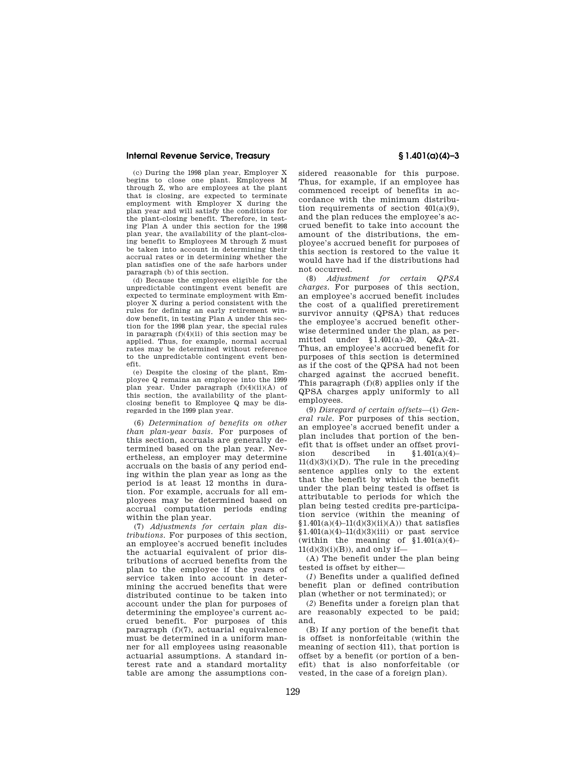(c) During the 1998 plan year, Employer X begins to close one plant. Employees M through Z, who are employees at the plant that is closing, are expected to terminate employment with Employer X during the plan year and will satisfy the conditions for the plant-closing benefit. Therefore, in testing Plan A under this section for the 1998 plan year, the availability of the plant-closing benefit to Employees M through Z must be taken into account in determining their accrual rates or in determining whether the plan satisfies one of the safe harbors under paragraph (b) of this section.

(d) Because the employees eligible for the unpredictable contingent event benefit are expected to terminate employment with Employer X during a period consistent with the rules for defining an early retirement window benefit, in testing Plan A under this section for the 1998 plan year, the special rules in paragraph (f)(4)(ii) of this section may be applied. Thus, for example, normal accrual rates may be determined without reference to the unpredictable contingent event benefit.

(e) Despite the closing of the plant, Employee Q remains an employee into the 1999 plan year. Under paragraph (f)(4)(ii)(A) of this section, the availability of the plant-closing benefit to Employee Q may be disregarded in the 1999 plan year.

(6) *Determination of benefits on other than plan-year basis.* For purposes of this section, accruals are generally determined based on the plan year. Nevertheless, an employer may determine accruals on the basis of any period ending within the plan year as long as the period is at least 12 months in duration. For example, accruals for all employees may be determined based on accrual computation periods ending within the plan year.

(7) *Adjustments for certain plan distributions.* For purposes of this section, an employee's accrued benefit includes the actuarial equivalent of prior distributions of accrued benefits from the plan to the employee if the years of service taken into account in determining the accrued benefits that were distributed continue to be taken into account under the plan for purposes of determining the employee's current accrued benefit. For purposes of this paragraph (f)(7), actuarial equivalence must be determined in a uniform manner for all employees using reasonable actuarial assumptions. A standard interest rate and a standard mortality table are among the assumptions considered reasonable for this purpose. Thus, for example, if an employee has commenced receipt of benefits in accordance with the minimum distribution requirements of section 401(a)(9), and the plan reduces the employee's accrued benefit to take into account the amount of the distributions, the employee's accrued benefit for purposes of this section is restored to the value it would have had if the distributions had not occurred.

(8) *Adjustment for certain QPSA charges.* For purposes of this section, an employee's accrued benefit includes the cost of a qualified preretirement survivor annuity (QPSA) that reduces the employee's accrued benefit otherwise determined under the plan, as permitted under §1.401(a)–20, Q&A–21. Thus, an employee's accrued benefit for purposes of this section is determined as if the cost of the QPSA had not been charged against the accrued benefit. This paragraph (f)(8) applies only if the QPSA charges apply uniformly to all employees.

(9) *Disregard of certain offsets*—(i) *General rule.* For purposes of this section, an employee's accrued benefit under a plan includes that portion of the benefit that is offset under an offset provision described in §1.401(a)(4)–11(d)(3)(i)(D). The rule in the preceding sentence applies only to the extent that the benefit by which the benefit under the plan being tested is offset is attributable to periods for which the plan being tested credits pre-participation service (within the meaning of §1.401(a)(4)–11(d)(3)(ii)(A)) that satisfies §1.401(a)(4)–11(d)(3)(iii) or past service (within the meaning of §1.401(a)(4)–11(d)(3)(i)(B)), and only if—

(A) The benefit under the plan being tested is offset by either—

(*1*) Benefits under a qualified defined benefit plan or defined contribution plan (whether or not terminated); or

(*2*) Benefits under a foreign plan that are reasonably expected to be paid; and,

(B) If any portion of the benefit that is offset is nonforfeitable (within the meaning of section 411), that portion is offset by a benefit (or portion of a benefit) that is also nonforfeitable (or vested, in the case of a foreign plan).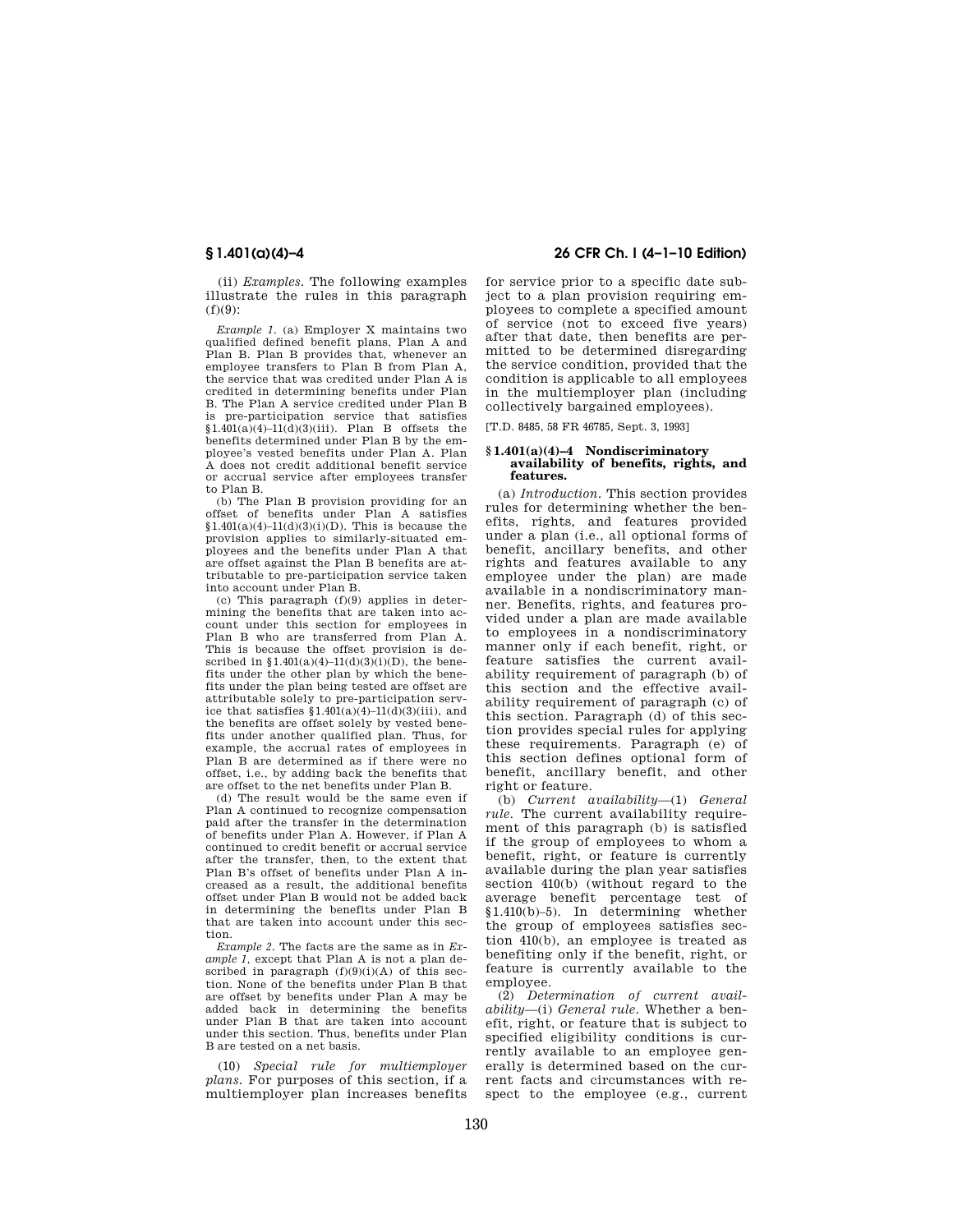(ii) *Examples*. The following examples illustrate the rules in this paragraph (f)(9):

*Example 1*. (a) Employer X maintains two qualified defined benefit plans, Plan A and Plan B. Plan B provides that, whenever an employee transfers to Plan B from Plan A, the service that was credited under Plan A is credited in determining benefits under Plan B. The Plan A service credited under Plan B is pre-participation service that satisfies §1.401(a)(4)–11(d)(3)(iii). Plan B offsets the benefits determined under Plan B by the employee's vested benefits under Plan A. Plan A does not credit additional benefit service or accrual service after employees transfer to Plan B.

(b) The Plan B provision providing for an offset of benefits under Plan A satisfies §1.401(a)(4)–11(d)(3)(i)(D). This is because the provision applies to similarly-situated employees and the benefits under Plan A that are offset against the Plan B benefits are attributable to pre-participation service taken into account under Plan B.

(c) This paragraph (f)(9) applies in determining the benefits that are taken into account under this section for employees in Plan B who are transferred from Plan A. This is because the offset provision is described in §1.401(a)(4)–11(d)(3)(i)(D), the benefits under the other plan by which the benefits under the plan being tested are offset are attributable solely to pre-participation service that satisfies §1.401(a)(4)–11(d)(3)(iii), and the benefits are offset solely by vested benefits under another qualified plan. Thus, for example, the accrual rates of employees in Plan B are determined as if there were no offset, i.e., by adding back the benefits that are offset to the net benefits under Plan B.

(d) The result would be the same even if Plan A continued to recognize compensation paid after the transfer in the determination of benefits under Plan A. However, if Plan A continued to credit benefit or accrual service after the transfer, then, to the extent that Plan B's offset of benefits under Plan A increased as a result, the additional benefits offset under Plan B would not be added back in determining the benefits under Plan B that are taken into account under this section.

*Example 2*. The facts are the same as in *Example 1*, except that Plan A is not a plan described in paragraph (f)(9)(i)(A) of this section. None of the benefits under Plan B that are offset by benefits under Plan A may be added back in determining the benefits under Plan B that are taken into account under this section. Thus, benefits under Plan B are tested on a net basis.

(10) *Special rule for multiemployer plans*. For purposes of this section, if a multiemployer plan increases benefits for service prior to a specific date subject to a plan provision requiring employees to complete a specified amount of service (not to exceed five years) after that date, then benefits are permitted to be determined disregarding the service condition, provided that the condition is applicable to all employees in the multiemployer plan (including collectively bargained employees).

[T.D. 8485, 58 FR 46785, Sept. 3, 1993]

## §1.401(a)(4)–4 Nondiscriminatory availability of benefits, rights, and features.

(a) *Introduction*. This section provides rules for determining whether the benefits, rights, and features provided under a plan (i.e., all optional forms of benefit, ancillary benefits, and other rights and features available to any employee under the plan) are made available in a nondiscriminatory manner. Benefits, rights, and features provided under a plan are made available to employees in a nondiscriminatory manner only if each benefit, right, or feature satisfies the current availability requirement of paragraph (b) of this section and the effective availability requirement of paragraph (c) of this section. Paragraph (d) of this section provides special rules for applying these requirements. Paragraph (e) of this section defines optional form of benefit, ancillary benefit, and other right or feature.

(b) *Current availability*—(1) *General rule*. The current availability requirement of this paragraph (b) is satisfied if the group of employees to whom a benefit, right, or feature is currently available during the plan year satisfies section 410(b) (without regard to the average benefit percentage test of §1.410(b)–5). In determining whether the group of employees satisfies section 410(b), an employee is treated as benefiting only if the benefit, right, or feature is currently available to the employee.

(2) *Determination of current availability*—(i) *General rule*. Whether a benefit, right, or feature that is subject to specified eligibility conditions is currently available to an employee generally is determined based on the current facts and circumstances with respect to the employee (e.g., current